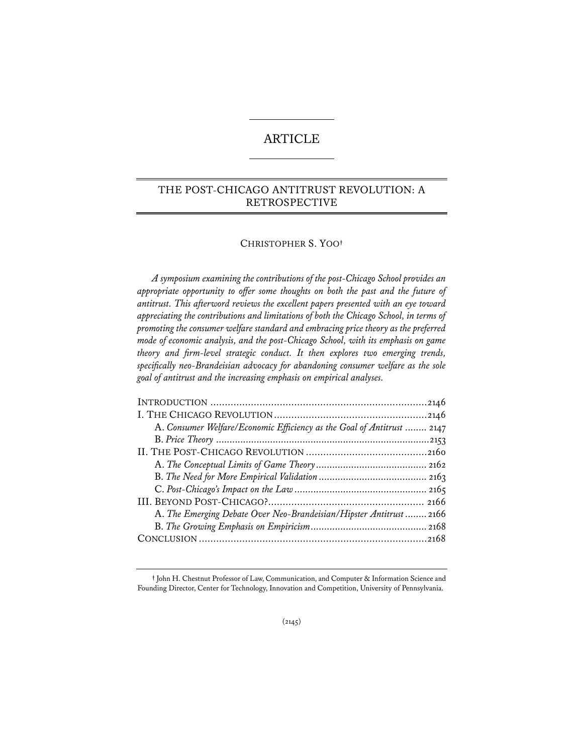ARTICLE

# THE POST-CHICAGO ANTITRUST REVOLUTION: A RETROSPECTIVE

CHRISTOPHER S. YOO†

*A symposium examining the contributions of the post-Chicago School provides an appropriate opportunity to offer some thoughts on both the past and the future of antitrust. This afterword reviews the excellent papers presented with an eye toward appreciating the contributions and limitations of both the Chicago School, in terms of promoting the consumer welfare standard and embracing price theory as the preferred mode of economic analysis, and the post-Chicago School, with its emphasis on game theory and firm-level strategic conduct. It then explores two emerging trends, specifically neo-Brandeisian advocacy for abandoning consumer welfare as the sole goal of antitrust and the increasing emphasis on empirical analyses.*

INTRODUCTION ..........................................................................2146
I. THE CHICAGO REVOLUTION .....................................................2146
  A. *Consumer Welfare/Economic Efficiency as the Goal of Antitrust* ........ 2147
  B. *Price Theory* ..............................................................................2153
II. THE POST-CHICAGO REVOLUTION ..........................................2160
  A. *The Conceptual Limits of Game Theory* ......................................... 2162
  B. *The Need for More Empirical Validation* ........................................ 2163
  C. *Post-Chicago's Impact on the Law* ................................................ 2165
III. BEYOND POST-CHICAGO? ...................................................... 2166
  A. *The Emerging Debate Over Neo-Brandeisian/Hipster Antitrust* ........ 2166
  B. *The Growing Emphasis on Empiricism* .......................................... 2168
CONCLUSION ...............................................................................2168

† John H. Chestnut Professor of Law, Communication, and Computer & Information Science and Founding Director, Center for Technology, Innovation and Competition, University of Pennsylvania.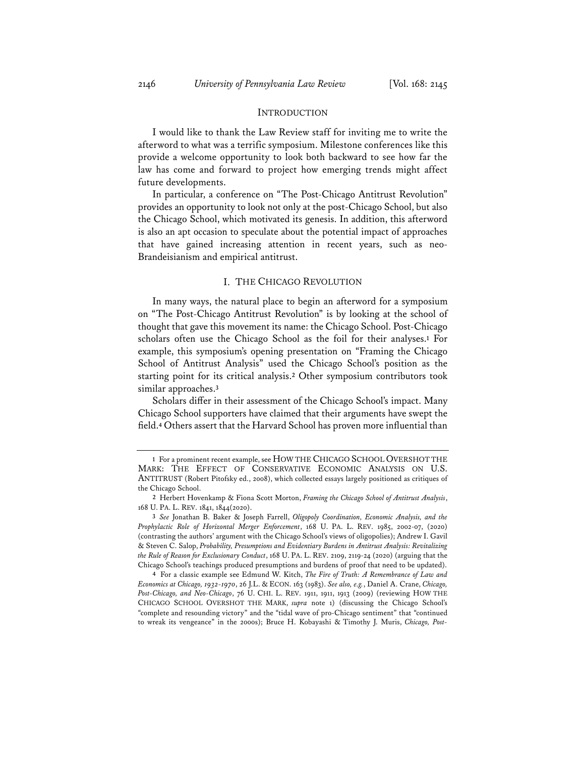## INTRODUCTION

I would like to thank the Law Review staff for inviting me to write the afterword to what was a terrific symposium. Milestone conferences like this provide a welcome opportunity to look both backward to see how far the law has come and forward to project how emerging trends might affect future developments.

In particular, a conference on "The Post-Chicago Antitrust Revolution" provides an opportunity to look not only at the post-Chicago School, but also the Chicago School, which motivated its genesis. In addition, this afterword is also an apt occasion to speculate about the potential impact of approaches that have gained increasing attention in recent years, such as neo-Brandeisianism and empirical antitrust.

## I. THE CHICAGO REVOLUTION

In many ways, the natural place to begin an afterword for a symposium on "The Post-Chicago Antitrust Revolution" is by looking at the school of thought that gave this movement its name: the Chicago School. Post-Chicago scholars often use the Chicago School as the foil for their analyses.[1] For example, this symposium's opening presentation on "Framing the Chicago School of Antitrust Analysis" used the Chicago School's position as the starting point for its critical analysis.[2] Other symposium contributors took similar approaches.[3]

Scholars differ in their assessment of the Chicago School's impact. Many Chicago School supporters have claimed that their arguments have swept the field.[4] Others assert that the Harvard School has proven more influential than

---

[1] For a prominent recent example, see HOW THE CHICAGO SCHOOL OVERSHOT THE MARK: THE EFFECT OF CONSERVATIVE ECONOMIC ANALYSIS ON U.S. ANTITRUST (Robert Pitofsky ed., 2008), which collected essays largely positioned as critiques of the Chicago School.

[2] Herbert Hovenkamp & Fiona Scott Morton, *Framing the Chicago School of Antitrust Analysis*, 168 U. PA. L. REV. 1841, 1844(2020).

[3] *See* Jonathan B. Baker & Joseph Farrell, *Oligopoly Coordination, Economic Analysis, and the Prophylactic Role of Horizontal Merger Enforcement*, 168 U. PA. L. REV. 1985, 2002-07, (2020) (contrasting the authors' argument with the Chicago School's views of oligopolies); Andrew I. Gavil & Steven C. Salop, *Probability, Presumptions and Evidentiary Burdens in Antitrust Analysis: Revitalizing the Rule of Reason for Exclusionary Conduct*, 168 U. PA. L. REV. 2109, 2119-24 (2020) (arguing that the Chicago School's teachings produced presumptions and burdens of proof that need to be updated).

[4] For a classic example see Edmund W. Kitch, *The Fire of Truth: A Remembrance of Law and Economics at Chicago, 1932-1970*, 26 J.L. & ECON. 163 (1983). *See also, e.g.*, Daniel A. Crane, *Chicago, Post-Chicago, and Neo-Chicago*, 76 U. CHI. L. REV. 1911, 1911, 1913 (2009) (reviewing HOW THE CHICAGO SCHOOL OVERSHOT THE MARK, *supra* note 1) (discussing the Chicago School's "complete and resounding victory" and the "tidal wave of pro-Chicago sentiment" that "continued to wreak its vengeance" in the 2000s); Bruce H. Kobayashi & Timothy J. Muris, *Chicago, Post-*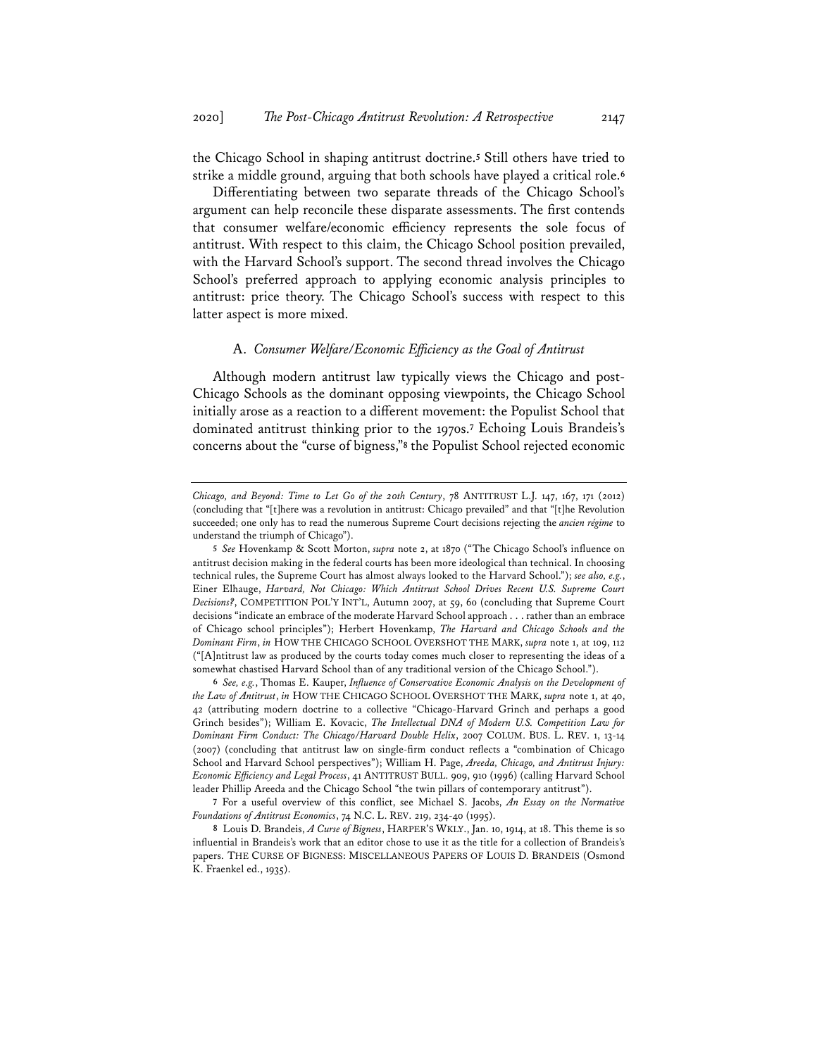the Chicago School in shaping antitrust doctrine.[5] Still others have tried to strike a middle ground, arguing that both schools have played a critical role.[6]

Differentiating between two separate threads of the Chicago School's argument can help reconcile these disparate assessments. The first contends that consumer welfare/economic efficiency represents the sole focus of antitrust. With respect to this claim, the Chicago School position prevailed, with the Harvard School's support. The second thread involves the Chicago School's preferred approach to applying economic analysis principles to antitrust: price theory. The Chicago School's success with respect to this latter aspect is more mixed.

### A. *Consumer Welfare/Economic Efficiency as the Goal of Antitrust*

Although modern antitrust law typically views the Chicago and post-Chicago Schools as the dominant opposing viewpoints, the Chicago School initially arose as a reaction to a different movement: the Populist School that dominated antitrust thinking prior to the 1970s.[7] Echoing Louis Brandeis's concerns about the "curse of bigness,"[8] the Populist School rejected economic

---

*Chicago, and Beyond: Time to Let Go of the 20th Century*, 78 ANTITRUST L.J. 147, 167, 171 (2012) (concluding that "[t]here was a revolution in antitrust: Chicago prevailed" and that "[t]he Revolution succeeded; one only has to read the numerous Supreme Court decisions rejecting the *ancien régime* to understand the triumph of Chicago").

5 *See* Hovenkamp & Scott Morton, *supra* note 2, at 1870 ("The Chicago School's influence on antitrust decision making in the federal courts has been more ideological than technical. In choosing technical rules, the Supreme Court has almost always looked to the Harvard School."); *see also, e.g.*, Einer Elhauge, *Harvard, Not Chicago: Which Antitrust School Drives Recent U.S. Supreme Court Decisions?*, COMPETITION POL'Y INT'L, Autumn 2007, at 59, 60 (concluding that Supreme Court decisions "indicate an embrace of the moderate Harvard School approach . . . rather than an embrace of Chicago school principles"); Herbert Hovenkamp, *The Harvard and Chicago Schools and the Dominant Firm*, *in* HOW THE CHICAGO SCHOOL OVERSHOT THE MARK, *supra* note 1, at 109, 112 ("[A]ntitrust law as produced by the courts today comes much closer to representing the ideas of a somewhat chastised Harvard School than of any traditional version of the Chicago School.").

6 *See, e.g.*, Thomas E. Kauper, *Influence of Conservative Economic Analysis on the Development of the Law of Antitrust*, *in* HOW THE CHICAGO SCHOOL OVERSHOT THE MARK, *supra* note 1, at 40, 42 (attributing modern doctrine to a collective "Chicago-Harvard Grinch and perhaps a good Grinch besides"); William E. Kovacic, *The Intellectual DNA of Modern U.S. Competition Law for Dominant Firm Conduct: The Chicago/Harvard Double Helix*, 2007 COLUM. BUS. L. REV. 1, 13-14 (2007) (concluding that antitrust law on single-firm conduct reflects a "combination of Chicago School and Harvard School perspectives"); William H. Page, *Areeda, Chicago, and Antitrust Injury: Economic Efficiency and Legal Process*, 41 ANTITRUST BULL. 909, 910 (1996) (calling Harvard School leader Phillip Areeda and the Chicago School "the twin pillars of contemporary antitrust").

7 For a useful overview of this conflict, see Michael S. Jacobs, *An Essay on the Normative Foundations of Antitrust Economics*, 74 N.C. L. REV. 219, 234-40 (1995).

8 Louis D. Brandeis, *A Curse of Bigness*, HARPER'S WKLY., Jan. 10, 1914, at 18. This theme is so influential in Brandeis's work that an editor chose to use it as the title for a collection of Brandeis's papers. THE CURSE OF BIGNESS: MISCELLANEOUS PAPERS OF LOUIS D. BRANDEIS (Osmond K. Fraenkel ed., 1935).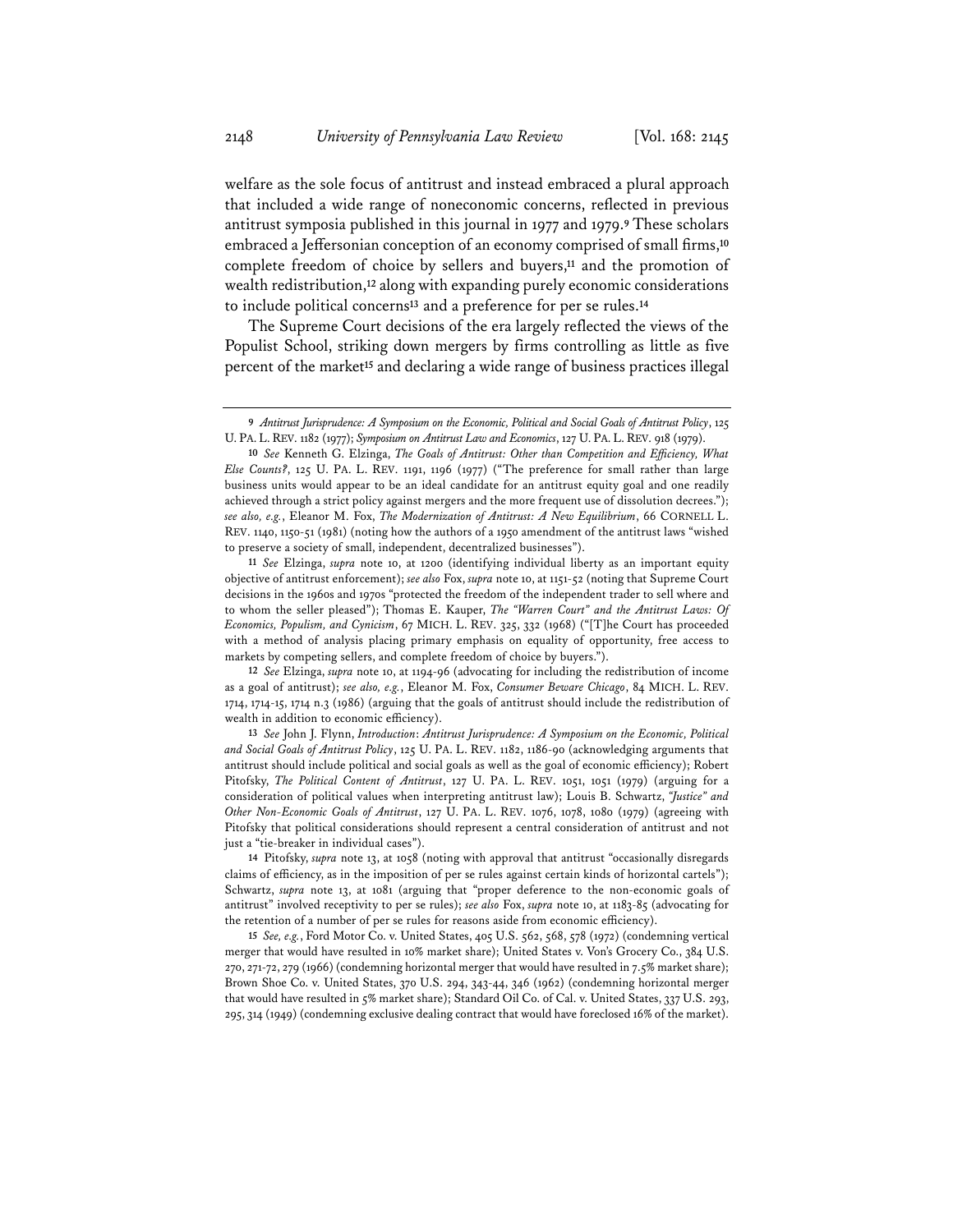welfare as the sole focus of antitrust and instead embraced a plural approach that included a wide range of noneconomic concerns, reflected in previous antitrust symposia published in this journal in 1977 and 1979.[9] These scholars embraced a Jeffersonian conception of an economy comprised of small firms,[10] complete freedom of choice by sellers and buyers,[11] and the promotion of wealth redistribution,[12] along with expanding purely economic considerations to include political concerns[13] and a preference for per se rules.[14]

The Supreme Court decisions of the era largely reflected the views of the Populist School, striking down mergers by firms controlling as little as five percent of the market[15] and declaring a wide range of business practices illegal

---

9 *Antitrust Jurisprudence: A Symposium on the Economic, Political and Social Goals of Antitrust Policy*, 125 U. PA. L. REV. 1182 (1977); *Symposium on Antitrust Law and Economics*, 127 U. PA. L. REV. 918 (1979).

10 *See* Kenneth G. Elzinga, *The Goals of Antitrust: Other than Competition and Efficiency, What Else Counts?*, 125 U. PA. L. REV. 1191, 1196 (1977) ("The preference for small rather than large business units would appear to be an ideal candidate for an antitrust equity goal and one readily achieved through a strict policy against mergers and the more frequent use of dissolution decrees."); *see also, e.g.*, Eleanor M. Fox, *The Modernization of Antitrust: A New Equilibrium*, 66 CORNELL L. REV. 1140, 1150-51 (1981) (noting how the authors of a 1950 amendment of the antitrust laws "wished to preserve a society of small, independent, decentralized businesses").

11 *See* Elzinga, *supra* note 10, at 1200 (identifying individual liberty as an important equity objective of antitrust enforcement); *see also* Fox, *supra* note 10, at 1151-52 (noting that Supreme Court decisions in the 1960s and 1970s "protected the freedom of the independent trader to sell where and to whom the seller pleased"); Thomas E. Kauper, *The "Warren Court" and the Antitrust Laws: Of Economics, Populism, and Cynicism*, 67 MICH. L. REV. 325, 332 (1968) ("[T]he Court has proceeded with a method of analysis placing primary emphasis on equality of opportunity, free access to markets by competing sellers, and complete freedom of choice by buyers.").

12 *See* Elzinga, *supra* note 10, at 1194-96 (advocating for including the redistribution of income as a goal of antitrust); *see also, e.g.*, Eleanor M. Fox, *Consumer Beware Chicago*, 84 MICH. L. REV. 1714, 1714-15, 1714 n.3 (1986) (arguing that the goals of antitrust should include the redistribution of wealth in addition to economic efficiency).

13 *See* John J. Flynn, *Introduction*: *Antitrust Jurisprudence: A Symposium on the Economic, Political and Social Goals of Antitrust Policy*, 125 U. PA. L. REV. 1182, 1186-90 (acknowledging arguments that antitrust should include political and social goals as well as the goal of economic efficiency); Robert Pitofsky, *The Political Content of Antitrust*, 127 U. PA. L. REV. 1051, 1051 (1979) (arguing for a consideration of political values when interpreting antitrust law); Louis B. Schwartz, *"Justice" and Other Non-Economic Goals of Antitrust*, 127 U. PA. L. REV. 1076, 1078, 1080 (1979) (agreeing with Pitofsky that political considerations should represent a central consideration of antitrust and not just a "tie-breaker in individual cases").

14 Pitofsky, *supra* note 13, at 1058 (noting with approval that antitrust "occasionally disregards claims of efficiency, as in the imposition of per se rules against certain kinds of horizontal cartels"); Schwartz, *supra* note 13, at 1081 (arguing that "proper deference to the non-economic goals of antitrust" involved receptivity to per se rules); *see also* Fox, *supra* note 10, at 1183-85 (advocating for the retention of a number of per se rules for reasons aside from economic efficiency).

15 *See, e.g.*, Ford Motor Co. v. United States, 405 U.S. 562, 568, 578 (1972) (condemning vertical merger that would have resulted in 10% market share); United States v. Von's Grocery Co., 384 U.S. 270, 271-72, 279 (1966) (condemning horizontal merger that would have resulted in 7.5% market share); Brown Shoe Co. v. United States, 370 U.S. 294, 343-44, 346 (1962) (condemning horizontal merger that would have resulted in 5% market share); Standard Oil Co. of Cal. v. United States, 337 U.S. 293, 295, 314 (1949) (condemning exclusive dealing contract that would have foreclosed 16% of the market).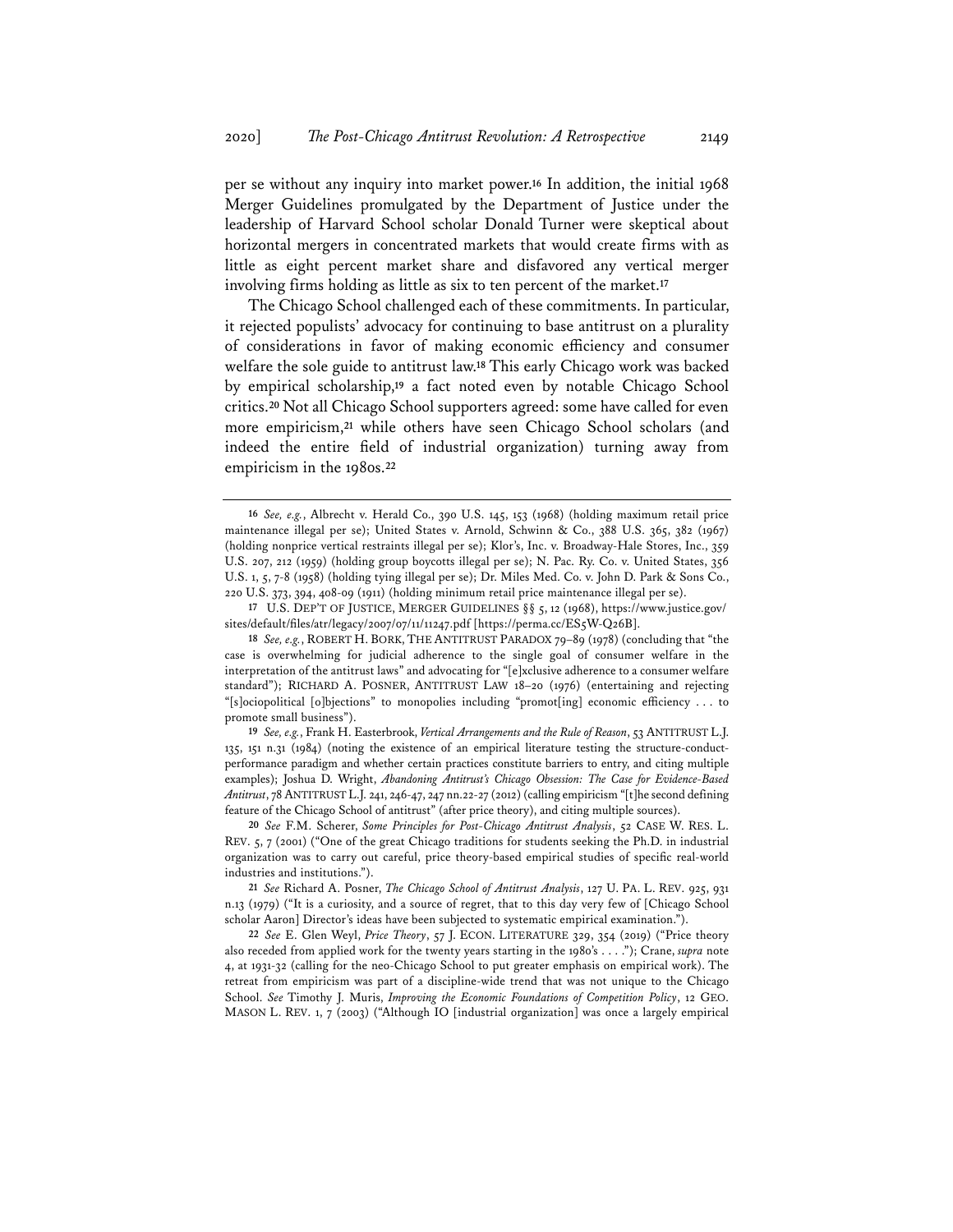per se without any inquiry into market power.[16] In addition, the initial 1968 Merger Guidelines promulgated by the Department of Justice under the leadership of Harvard School scholar Donald Turner were skeptical about horizontal mergers in concentrated markets that would create firms with as little as eight percent market share and disfavored any vertical merger involving firms holding as little as six to ten percent of the market.[17]

The Chicago School challenged each of these commitments. In particular, it rejected populists' advocacy for continuing to base antitrust on a plurality of considerations in favor of making economic efficiency and consumer welfare the sole guide to antitrust law.[18] This early Chicago work was backed by empirical scholarship,[19] a fact noted even by notable Chicago School critics.[20] Not all Chicago School supporters agreed: some have called for even more empiricism,[21] while others have seen Chicago School scholars (and indeed the entire field of industrial organization) turning away from empiricism in the 1980s.[22]

---

16 *See, e.g.*, Albrecht v. Herald Co., 390 U.S. 145, 153 (1968) (holding maximum retail price maintenance illegal per se); United States v. Arnold, Schwinn & Co., 388 U.S. 365, 382 (1967) (holding nonprice vertical restraints illegal per se); Klor's, Inc. v. Broadway-Hale Stores, Inc., 359 U.S. 207, 212 (1959) (holding group boycotts illegal per se); N. Pac. Ry. Co. v. United States, 356 U.S. 1, 5, 7-8 (1958) (holding tying illegal per se); Dr. Miles Med. Co. v. John D. Park & Sons Co., 220 U.S. 373, 394, 408-09 (1911) (holding minimum retail price maintenance illegal per se).

17 U.S. DEP'T OF JUSTICE, MERGER GUIDELINES §§ 5, 12 (1968), https://www.justice.gov/sites/default/files/atr/legacy/2007/07/11/11247.pdf [https://perma.cc/ES5W-Q26B].

18 *See, e.g.*, ROBERT H. BORK, THE ANTITRUST PARADOX 79–89 (1978) (concluding that "the case is overwhelming for judicial adherence to the single goal of consumer welfare in the interpretation of the antitrust laws" and advocating for "[e]xclusive adherence to a consumer welfare standard"); RICHARD A. POSNER, ANTITRUST LAW 18–20 (1976) (entertaining and rejecting "[s]ociopolitical [o]bjections" to monopolies including "promot[ing] economic efficiency . . . to promote small business").

19 *See, e.g.*, Frank H. Easterbrook, *Vertical Arrangements and the Rule of Reason*, 53 ANTITRUST L.J. 135, 151 n.31 (1984) (noting the existence of an empirical literature testing the structure-conduct-performance paradigm and whether certain practices constitute barriers to entry, and citing multiple examples); Joshua D. Wright, *Abandoning Antitrust's Chicago Obsession: The Case for Evidence-Based Antitrust*, 78 ANTITRUST L.J. 241, 246-47, 247 nn.22-27 (2012) (calling empiricism "[t]he second defining feature of the Chicago School of antitrust" (after price theory), and citing multiple sources).

20 *See* F.M. Scherer, *Some Principles for Post-Chicago Antitrust Analysis*, 52 CASE W. RES. L. REV. 5, 7 (2001) ("One of the great Chicago traditions for students seeking the Ph.D. in industrial organization was to carry out careful, price theory-based empirical studies of specific real-world industries and institutions.").

21 *See* Richard A. Posner, *The Chicago School of Antitrust Analysis*, 127 U. PA. L. REV. 925, 931 n.13 (1979) ("It is a curiosity, and a source of regret, that to this day very few of [Chicago School scholar Aaron] Director's ideas have been subjected to systematic empirical examination.").

22 *See* E. Glen Weyl, *Price Theory*, 57 J. ECON. LITERATURE 329, 354 (2019) ("Price theory also receded from applied work for the twenty years starting in the 1980's . . . ."); Crane, *supra* note 4, at 1931-32 (calling for the neo-Chicago School to put greater emphasis on empirical work). The retreat from empiricism was part of a discipline-wide trend that was not unique to the Chicago School. *See* Timothy J. Muris, *Improving the Economic Foundations of Competition Policy*, 12 GEO. MASON L. REV. 1, 7 (2003) ("Although IO [industrial organization] was once a largely empirical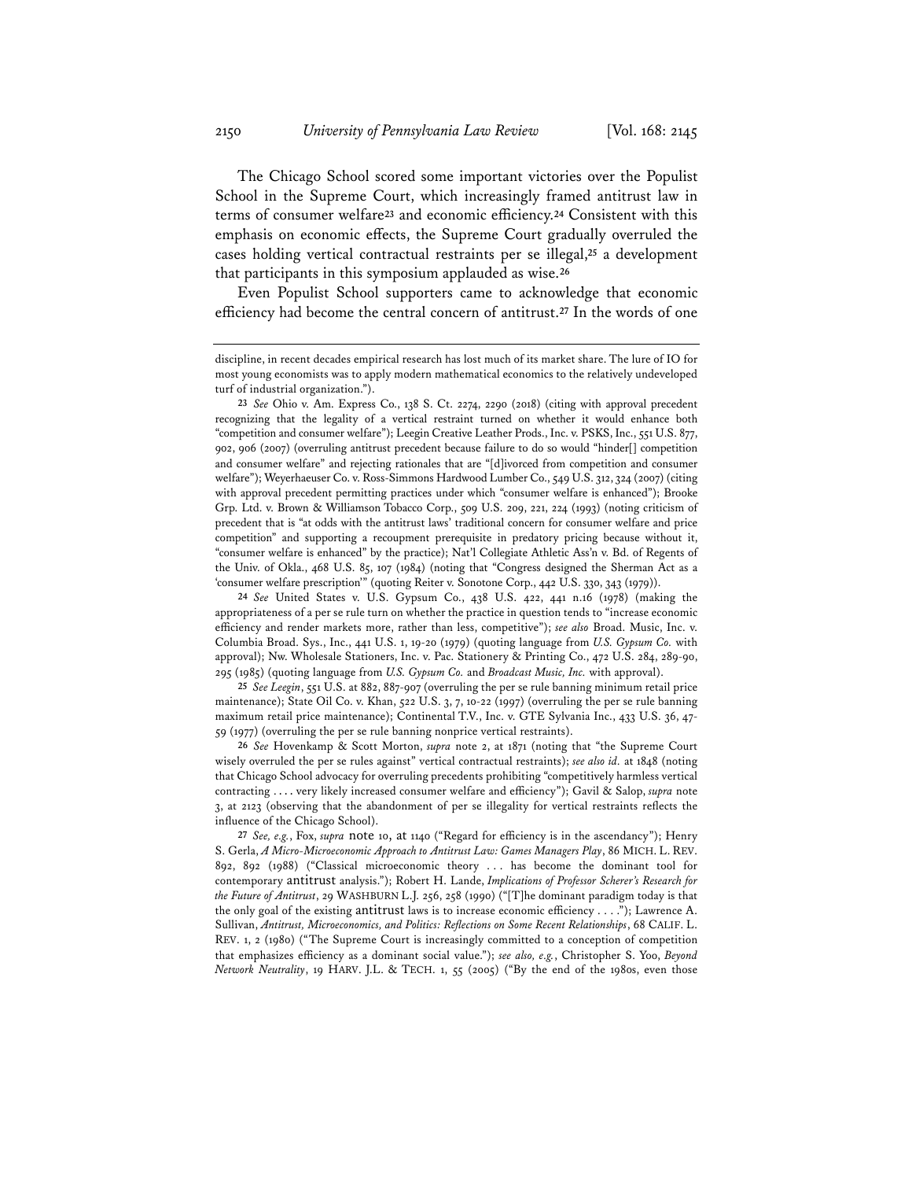The Chicago School scored some important victories over the Populist School in the Supreme Court, which increasingly framed antitrust law in terms of consumer welfare[23] and economic efficiency.[24] Consistent with this emphasis on economic effects, the Supreme Court gradually overruled the cases holding vertical contractual restraints per se illegal,[25] a development that participants in this symposium applauded as wise.[26]

Even Populist School supporters came to acknowledge that economic efficiency had become the central concern of antitrust.[27] In the words of one

---

discipline, in recent decades empirical research has lost much of its market share. The lure of IO for most young economists was to apply modern mathematical economics to the relatively undeveloped turf of industrial organization.").

23 *See* Ohio v. Am. Express Co., 138 S. Ct. 2274, 2290 (2018) (citing with approval precedent recognizing that the legality of a vertical restraint turned on whether it would enhance both "competition and consumer welfare"); Leegin Creative Leather Prods., Inc. v. PSKS, Inc., 551 U.S. 877, 902, 906 (2007) (overruling antitrust precedent because failure to do so would "hinder[] competition and consumer welfare" and rejecting rationales that are "[d]ivorced from competition and consumer welfare"); Weyerhaeuser Co. v. Ross-Simmons Hardwood Lumber Co., 549 U.S. 312, 324 (2007) (citing with approval precedent permitting practices under which "consumer welfare is enhanced"); Brooke Grp. Ltd. v. Brown & Williamson Tobacco Corp., 509 U.S. 209, 221, 224 (1993) (noting criticism of precedent that is "at odds with the antitrust laws' traditional concern for consumer welfare and price competition" and supporting a recoupment prerequisite in predatory pricing because without it, "consumer welfare is enhanced" by the practice); Nat'l Collegiate Athletic Ass'n v. Bd. of Regents of the Univ. of Okla., 468 U.S. 85, 107 (1984) (noting that "Congress designed the Sherman Act as a 'consumer welfare prescription'" (quoting Reiter v. Sonotone Corp., 442 U.S. 330, 343 (1979)).

24 *See* United States v. U.S. Gypsum Co., 438 U.S. 422, 441 n.16 (1978) (making the appropriateness of a per se rule turn on whether the practice in question tends to "increase economic efficiency and render markets more, rather than less, competitive"); *see also* Broad. Music, Inc. v. Columbia Broad. Sys., Inc., 441 U.S. 1, 19-20 (1979) (quoting language from *U.S. Gypsum Co.* with approval); Nw. Wholesale Stationers, Inc. v. Pac. Stationery & Printing Co., 472 U.S. 284, 289-90, 295 (1985) (quoting language from *U.S. Gypsum Co.* and *Broadcast Music, Inc.* with approval).

25 *See Leegin*, 551 U.S. at 882, 887-907 (overruling the per se rule banning minimum retail price maintenance); State Oil Co. v. Khan, 522 U.S. 3, 7, 10-22 (1997) (overruling the per se rule banning maximum retail price maintenance); Continental T.V., Inc. v. GTE Sylvania Inc., 433 U.S. 36, 47-59 (1977) (overruling the per se rule banning nonprice vertical restraints).

26 *See* Hovenkamp & Scott Morton, *supra* note 2, at 1871 (noting that "the Supreme Court wisely overruled the per se rules against" vertical contractual restraints); *see also id.* at 1848 (noting that Chicago School advocacy for overruling precedents prohibiting "competitively harmless vertical contracting . . . . very likely increased consumer welfare and efficiency"); Gavil & Salop, *supra* note 3, at 2123 (observing that the abandonment of per se illegality for vertical restraints reflects the influence of the Chicago School).

27 *See, e.g.*, Fox, *supra* note 10, at 1140 ("Regard for efficiency is in the ascendancy"); Henry S. Gerla, *A Micro-Microeconomic Approach to Antitrust Law: Games Managers Play*, 86 MICH. L. REV. 892, 892 (1988) ("Classical microeconomic theory . . . has become the dominant tool for contemporary antitrust analysis."); Robert H. Lande, *Implications of Professor Scherer's Research for the Future of Antitrust*, 29 WASHBURN L.J. 256, 258 (1990) ("[T]he dominant paradigm today is that the only goal of the existing antitrust laws is to increase economic efficiency . . . ."); Lawrence A. Sullivan, *Antitrust, Microeconomics, and Politics: Reflections on Some Recent Relationships*, 68 CALIF. L. REV. 1, 2 (1980) ("The Supreme Court is increasingly committed to a conception of competition that emphasizes efficiency as a dominant social value."); *see also, e.g.*, Christopher S. Yoo, *Beyond Network Neutrality*, 19 HARV. J.L. & TECH. 1, 55 (2005) ("By the end of the 1980s, even those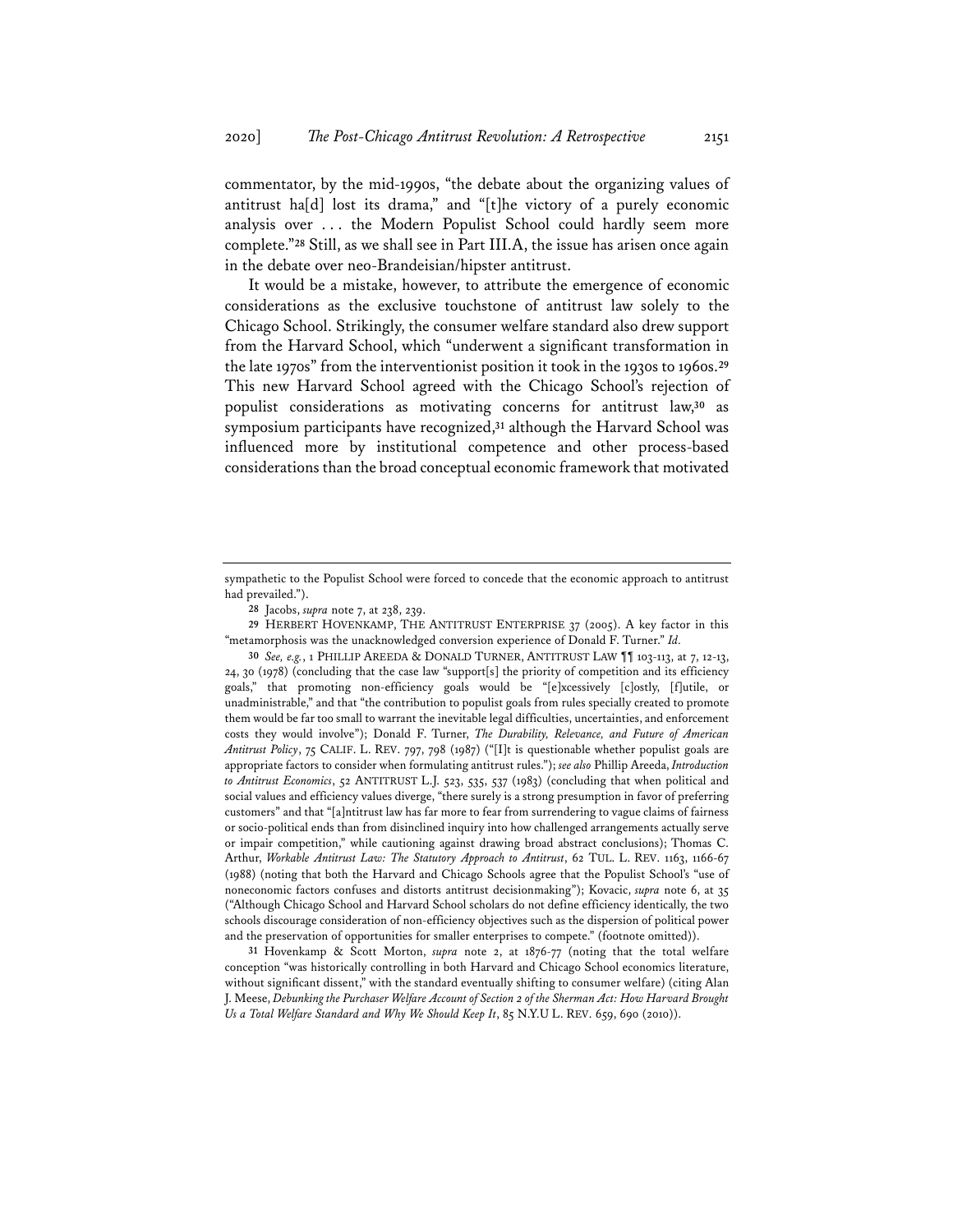commentator, by the mid-1990s, "the debate about the organizing values of antitrust ha[d] lost its drama," and "[t]he victory of a purely economic analysis over . . . the Modern Populist School could hardly seem more complete."[28] Still, as we shall see in Part III.A, the issue has arisen once again in the debate over neo-Brandeisian/hipster antitrust.

It would be a mistake, however, to attribute the emergence of economic considerations as the exclusive touchstone of antitrust law solely to the Chicago School. Strikingly, the consumer welfare standard also drew support from the Harvard School, which "underwent a significant transformation in the late 1970s" from the interventionist position it took in the 1930s to 1960s.[29] This new Harvard School agreed with the Chicago School's rejection of populist considerations as motivating concerns for antitrust law,[30] as symposium participants have recognized,[31] although the Harvard School was influenced more by institutional competence and other process-based considerations than the broad conceptual economic framework that motivated

---

sympathetic to the Populist School were forced to concede that the economic approach to antitrust had prevailed.").

[28] Jacobs, *supra* note 7, at 238, 239.

[29] HERBERT HOVENKAMP, THE ANTITRUST ENTERPRISE 37 (2005). A key factor in this "metamorphosis was the unacknowledged conversion experience of Donald F. Turner." *Id.*

[30] *See, e.g.*, 1 PHILLIP AREEDA & DONALD TURNER, ANTITRUST LAW ¶¶ 103-113, at 7, 12-13, 24, 30 (1978) (concluding that the case law "support[s] the priority of competition and its efficiency goals," that promoting non-efficiency goals would be "[e]xcessively [c]ostly, [f]utile, or unadministrable," and that "the contribution to populist goals from rules specially created to promote them would be far too small to warrant the inevitable legal difficulties, uncertainties, and enforcement costs they would involve"); Donald F. Turner, *The Durability, Relevance, and Future of American Antitrust Policy*, 75 CALIF. L. REV. 797, 798 (1987) ("[I]t is questionable whether populist goals are appropriate factors to consider when formulating antitrust rules."); *see also* Phillip Areeda, *Introduction to Antitrust Economics*, 52 ANTITRUST L.J. 523, 535, 537 (1983) (concluding that when political and social values and efficiency values diverge, "there surely is a strong presumption in favor of preferring customers" and that "[a]ntitrust law has far more to fear from surrendering to vague claims of fairness or socio-political ends than from disinclined inquiry into how challenged arrangements actually serve or impair competition," while cautioning against drawing broad abstract conclusions); Thomas C. Arthur, *Workable Antitrust Law: The Statutory Approach to Antitrust*, 62 TUL. L. REV. 1163, 1166-67 (1988) (noting that both the Harvard and Chicago Schools agree that the Populist School's "use of noneconomic factors confuses and distorts antitrust decisionmaking"); Kovacic, *supra* note 6, at 35 ("Although Chicago School and Harvard School scholars do not define efficiency identically, the two schools discourage consideration of non-efficiency objectives such as the dispersion of political power and the preservation of opportunities for smaller enterprises to compete." (footnote omitted)).

[31] Hovenkamp & Scott Morton, *supra* note 2, at 1876-77 (noting that the total welfare conception "was historically controlling in both Harvard and Chicago School economics literature, without significant dissent," with the standard eventually shifting to consumer welfare) (citing Alan J. Meese, *Debunking the Purchaser Welfare Account of Section 2 of the Sherman Act: How Harvard Brought Us a Total Welfare Standard and Why We Should Keep It*, 85 N.Y.U L. REV. 659, 690 (2010)).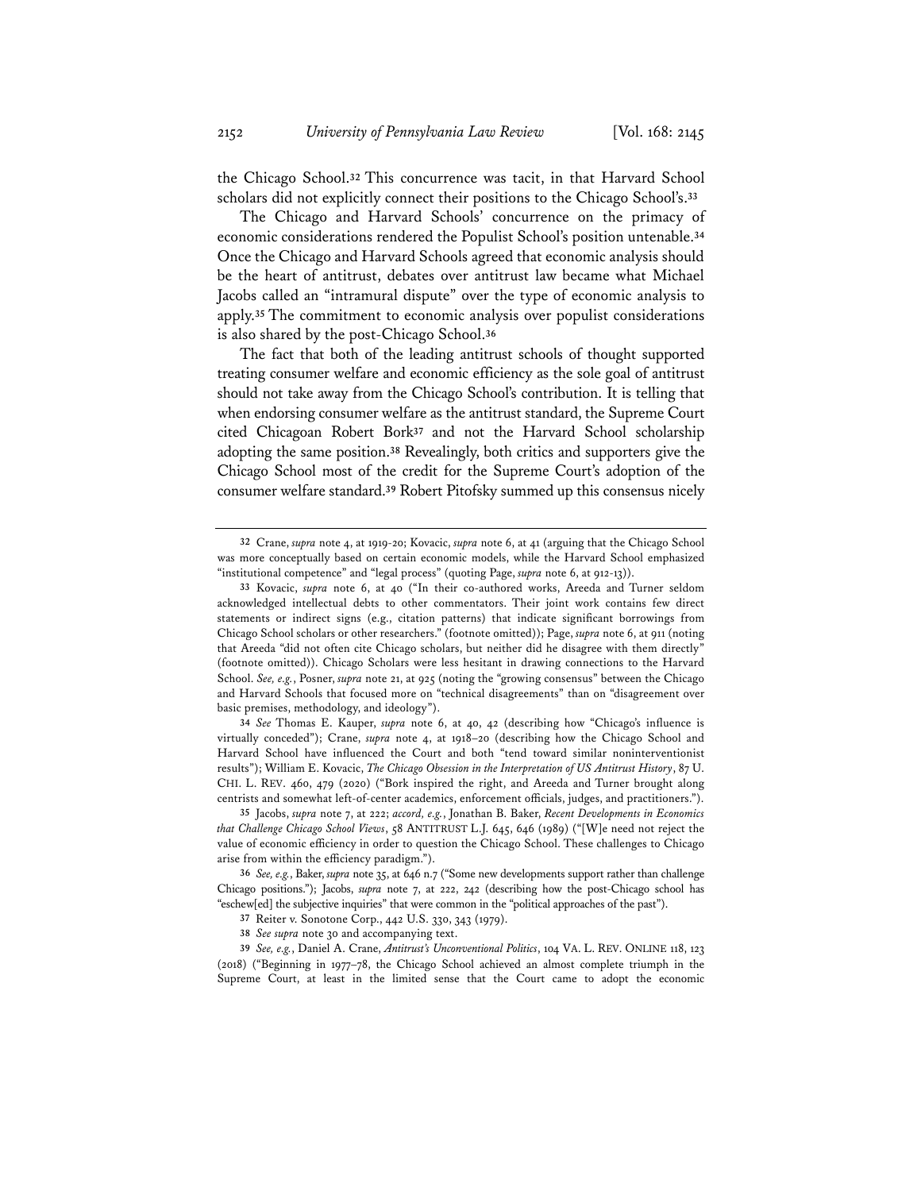the Chicago School.[32] This concurrence was tacit, in that Harvard School scholars did not explicitly connect their positions to the Chicago School's.[33]

The Chicago and Harvard Schools' concurrence on the primacy of economic considerations rendered the Populist School's position untenable.[34] Once the Chicago and Harvard Schools agreed that economic analysis should be the heart of antitrust, debates over antitrust law became what Michael Jacobs called an "intramural dispute" over the type of economic analysis to apply.[35] The commitment to economic analysis over populist considerations is also shared by the post-Chicago School.[36]

The fact that both of the leading antitrust schools of thought supported treating consumer welfare and economic efficiency as the sole goal of antitrust should not take away from the Chicago School's contribution. It is telling that when endorsing consumer welfare as the antitrust standard, the Supreme Court cited Chicagoan Robert Bork[37] and not the Harvard School scholarship adopting the same position.[38] Revealingly, both critics and supporters give the Chicago School most of the credit for the Supreme Court's adoption of the consumer welfare standard.[39] Robert Pitofsky summed up this consensus nicely

---

32 Crane, *supra* note 4, at 1919-20; Kovacic, *supra* note 6, at 41 (arguing that the Chicago School was more conceptually based on certain economic models, while the Harvard School emphasized "institutional competence" and "legal process" (quoting Page, *supra* note 6, at 912-13)).

33 Kovacic, *supra* note 6, at 40 ("In their co-authored works, Areeda and Turner seldom acknowledged intellectual debts to other commentators. Their joint work contains few direct statements or indirect signs (e.g., citation patterns) that indicate significant borrowings from Chicago School scholars or other researchers." (footnote omitted)); Page, *supra* note 6, at 911 (noting that Areeda "did not often cite Chicago scholars, but neither did he disagree with them directly" (footnote omitted)). Chicago Scholars were less hesitant in drawing connections to the Harvard School. *See, e.g.*, Posner, *supra* note 21, at 925 (noting the "growing consensus" between the Chicago and Harvard Schools that focused more on "technical disagreements" than on "disagreement over basic premises, methodology, and ideology").

34 *See* Thomas E. Kauper, *supra* note 6, at 40, 42 (describing how "Chicago's influence is virtually conceded"); Crane, *supra* note 4, at 1918–20 (describing how the Chicago School and Harvard School have influenced the Court and both "tend toward similar noninterventionist results"); William E. Kovacic, *The Chicago Obsession in the Interpretation of US Antitrust History*, 87 U. CHI. L. REV. 460, 479 (2020) ("Bork inspired the right, and Areeda and Turner brought along centrists and somewhat left-of-center academics, enforcement officials, judges, and practitioners.").

35 Jacobs, *supra* note 7, at 222; *accord, e.g.*, Jonathan B. Baker, *Recent Developments in Economics that Challenge Chicago School Views*, 58 ANTITRUST L.J. 645, 646 (1989) ("[W]e need not reject the value of economic efficiency in order to question the Chicago School. These challenges to Chicago arise from within the efficiency paradigm.").

36 *See, e.g.*, Baker, *supra* note 35, at 646 n.7 ("Some new developments support rather than challenge Chicago positions."); Jacobs, *supra* note 7, at 222, 242 (describing how the post-Chicago school has "eschew[ed] the subjective inquiries" that were common in the "political approaches of the past").

37 Reiter v. Sonotone Corp., 442 U.S. 330, 343 (1979).

38 *See supra* note 30 and accompanying text.

39 *See, e.g.*, Daniel A. Crane, *Antitrust's Unconventional Politics*, 104 VA. L. REV. ONLINE 118, 123 (2018) ("Beginning in 1977–78, the Chicago School achieved an almost complete triumph in the Supreme Court, at least in the limited sense that the Court came to adopt the economic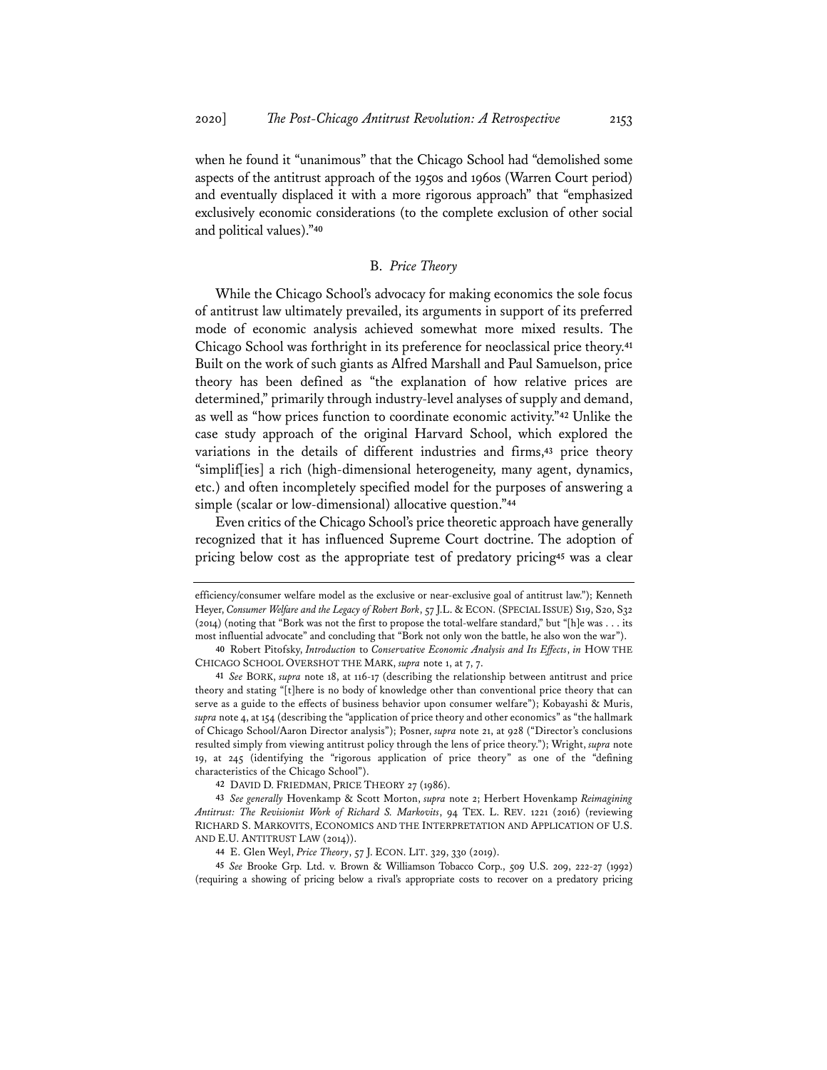when he found it "unanimous" that the Chicago School had "demolished some aspects of the antitrust approach of the 1950s and 1960s (Warren Court period) and eventually displaced it with a more rigorous approach" that "emphasized exclusively economic considerations (to the complete exclusion of other social and political values)."[40]

## B. *Price Theory*

While the Chicago School's advocacy for making economics the sole focus of antitrust law ultimately prevailed, its arguments in support of its preferred mode of economic analysis achieved somewhat more mixed results. The Chicago School was forthright in its preference for neoclassical price theory.[41] Built on the work of such giants as Alfred Marshall and Paul Samuelson, price theory has been defined as "the explanation of how relative prices are determined," primarily through industry-level analyses of supply and demand, as well as "how prices function to coordinate economic activity."[42] Unlike the case study approach of the original Harvard School, which explored the variations in the details of different industries and firms,[43] price theory "simplif[ies] a rich (high-dimensional heterogeneity, many agent, dynamics, etc.) and often incompletely specified model for the purposes of answering a simple (scalar or low-dimensional) allocative question."[44]

Even critics of the Chicago School's price theoretic approach have generally recognized that it has influenced Supreme Court doctrine. The adoption of pricing below cost as the appropriate test of predatory pricing[45] was a clear

---

efficiency/consumer welfare model as the exclusive or near-exclusive goal of antitrust law."); Kenneth Heyer, *Consumer Welfare and the Legacy of Robert Bork*, 57 J.L. & ECON. (SPECIAL ISSUE) S19, S20, S32 (2014) (noting that "Bork was not the first to propose the total-welfare standard," but "[h]e was . . . its most influential advocate" and concluding that "Bork not only won the battle, he also won the war").

[40] Robert Pitofsky, *Introduction* to *Conservative Economic Analysis and Its Effects*, *in* HOW THE CHICAGO SCHOOL OVERSHOT THE MARK, *supra* note 1, at 7, 7.

[41] *See* BORK, *supra* note 18, at 116-17 (describing the relationship between antitrust and price theory and stating "[t]here is no body of knowledge other than conventional price theory that can serve as a guide to the effects of business behavior upon consumer welfare"); Kobayashi & Muris, *supra* note 4, at 154 (describing the "application of price theory and other economics" as "the hallmark of Chicago School/Aaron Director analysis"); Posner, *supra* note 21, at 928 ("Director's conclusions resulted simply from viewing antitrust policy through the lens of price theory."); Wright, *supra* note 19, at 245 (identifying the "rigorous application of price theory" as one of the "defining characteristics of the Chicago School").

[42] DAVID D. FRIEDMAN, PRICE THEORY 27 (1986).

[43] *See generally* Hovenkamp & Scott Morton, *supra* note 2; Herbert Hovenkamp *Reimagining Antitrust: The Revisionist Work of Richard S. Markovits*, 94 TEX. L. REV. 1221 (2016) (reviewing RICHARD S. MARKOVITS, ECONOMICS AND THE INTERPRETATION AND APPLICATION OF U.S. AND E.U. ANTITRUST LAW (2014)).

[44] E. Glen Weyl, *Price Theory*, 57 J. ECON. LIT. 329, 330 (2019).

[45] *See* Brooke Grp. Ltd. v. Brown & Williamson Tobacco Corp., 509 U.S. 209, 222-27 (1992) (requiring a showing of pricing below a rival's appropriate costs to recover on a predatory pricing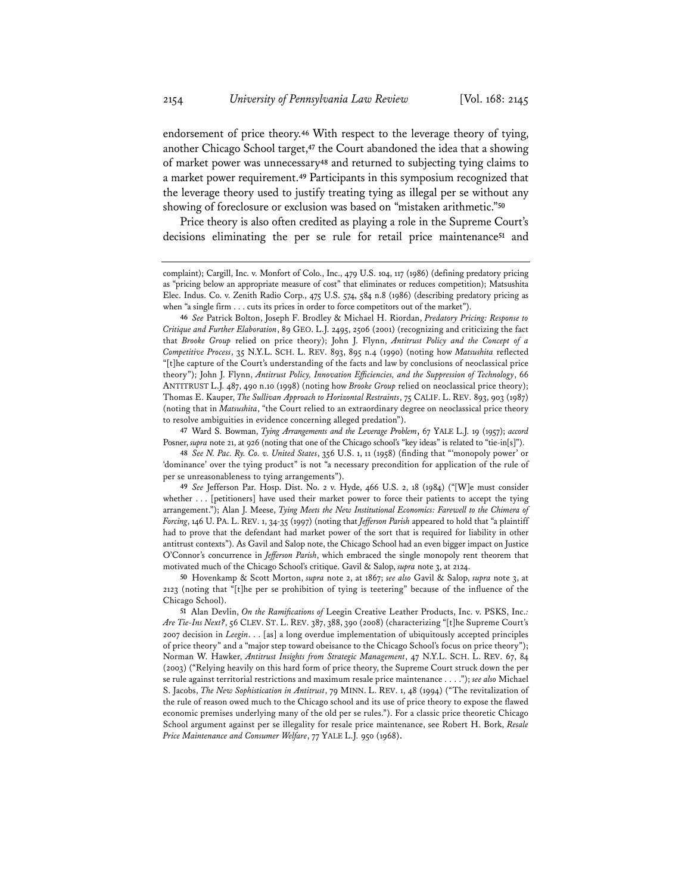endorsement of price theory.[46] With respect to the leverage theory of tying, another Chicago School target,[47] the Court abandoned the idea that a showing of market power was unnecessary[48] and returned to subjecting tying claims to a market power requirement.[49] Participants in this symposium recognized that the leverage theory used to justify treating tying as illegal per se without any showing of foreclosure or exclusion was based on "mistaken arithmetic."[50]

Price theory is also often credited as playing a role in the Supreme Court's decisions eliminating the per se rule for retail price maintenance[51] and

---

complaint); Cargill, Inc. v. Monfort of Colo., Inc., 479 U.S. 104, 117 (1986) (defining predatory pricing as "pricing below an appropriate measure of cost" that eliminates or reduces competition); Matsushita Elec. Indus. Co. v. Zenith Radio Corp., 475 U.S. 574, 584 n.8 (1986) (describing predatory pricing as when "a single firm . . . cuts its prices in order to force competitors out of the market").

46 *See* Patrick Bolton, Joseph F. Brodley & Michael H. Riordan, *Predatory Pricing: Response to Critique and Further Elaboration*, 89 GEO. L.J. 2495, 2506 (2001) (recognizing and criticizing the fact that *Brooke Group* relied on price theory); John J. Flynn, *Antitrust Policy and the Concept of a Competitive Process*, 35 N.Y.L. SCH. L. REV. 893, 895 n.4 (1990) (noting how *Matsushita* reflected "[t]he capture of the Court's understanding of the facts and law by conclusions of neoclassical price theory"); John J. Flynn, *Antitrust Policy, Innovation Efficiencies, and the Suppression of Technology*, 66 ANTITRUST L.J. 487, 490 n.10 (1998) (noting how *Brooke Group* relied on neoclassical price theory); Thomas E. Kauper, *The Sullivan Approach to Horizontal Restraints*, 75 CALIF. L. REV. 893, 903 (1987) (noting that in *Matsushita*, "the Court relied to an extraordinary degree on neoclassical price theory to resolve ambiguities in evidence concerning alleged predation").

47 Ward S. Bowman, *Tying Arrangements and the Leverage Problem*, 67 YALE L.J. 19 (1957); *accord* Posner, *supra* note 21, at 926 (noting that one of the Chicago school's "key ideas" is related to "tie-in[s]").

48 *See N. Pac. Ry. Co. v. United States*, 356 U.S. 1, 11 (1958) (finding that "'monopoly power' or 'dominance' over the tying product" is not "a necessary precondition for application of the rule of per se unreasonableness to tying arrangements").

49 *See* Jefferson Par. Hosp. Dist. No. 2 v. Hyde, 466 U.S. 2, 18 (1984) ("[W]e must consider whether . . . [petitioners] have used their market power to force their patients to accept the tying arrangement."); Alan J. Meese, *Tying Meets the New Institutional Economics: Farewell to the Chimera of Forcing*, 146 U. PA. L. REV. 1, 34-35 (1997) (noting that *Jefferson Parish* appeared to hold that "a plaintiff had to prove that the defendant had market power of the sort that is required for liability in other antitrust contexts"). As Gavil and Salop note, the Chicago School had an even bigger impact on Justice O'Connor's concurrence in *Jefferson Parish*, which embraced the single monopoly rent theorem that motivated much of the Chicago School's critique. Gavil & Salop, *supra* note 3, at 2124.

50 Hovenkamp & Scott Morton, *supra* note 2, at 1867; *see also* Gavil & Salop, *supra* note 3, at 2123 (noting that "[t]he per se prohibition of tying is teetering" because of the influence of the Chicago School).

51 Alan Devlin, *On the Ramifications of* Leegin Creative Leather Products, Inc. v. PSKS, Inc.*: Are Tie-Ins Next?*, 56 CLEV. ST. L. REV. 387, 388, 390 (2008) (characterizing "[t]he Supreme Court's 2007 decision in *Leegin*. . . [as] a long overdue implementation of ubiquitously accepted principles of price theory" and a "major step toward obeisance to the Chicago School's focus on price theory"); Norman W. Hawker, *Antitrust Insights from Strategic Management*, 47 N.Y.L. SCH. L. REV. 67, 84 (2003) ("Relying heavily on this hard form of price theory, the Supreme Court struck down the per se rule against territorial restrictions and maximum resale price maintenance . . . ."); *see also* Michael S. Jacobs, *The New Sophistication in Antitrust*, 79 MINN. L. REV. 1, 48 (1994) ("The revitalization of the rule of reason owed much to the Chicago school and its use of price theory to expose the flawed economic premises underlying many of the old per se rules."). For a classic price theoretic Chicago School argument against per se illegality for resale price maintenance, see Robert H. Bork, *Resale Price Maintenance and Consumer Welfare*, 77 YALE L.J. 950 (1968).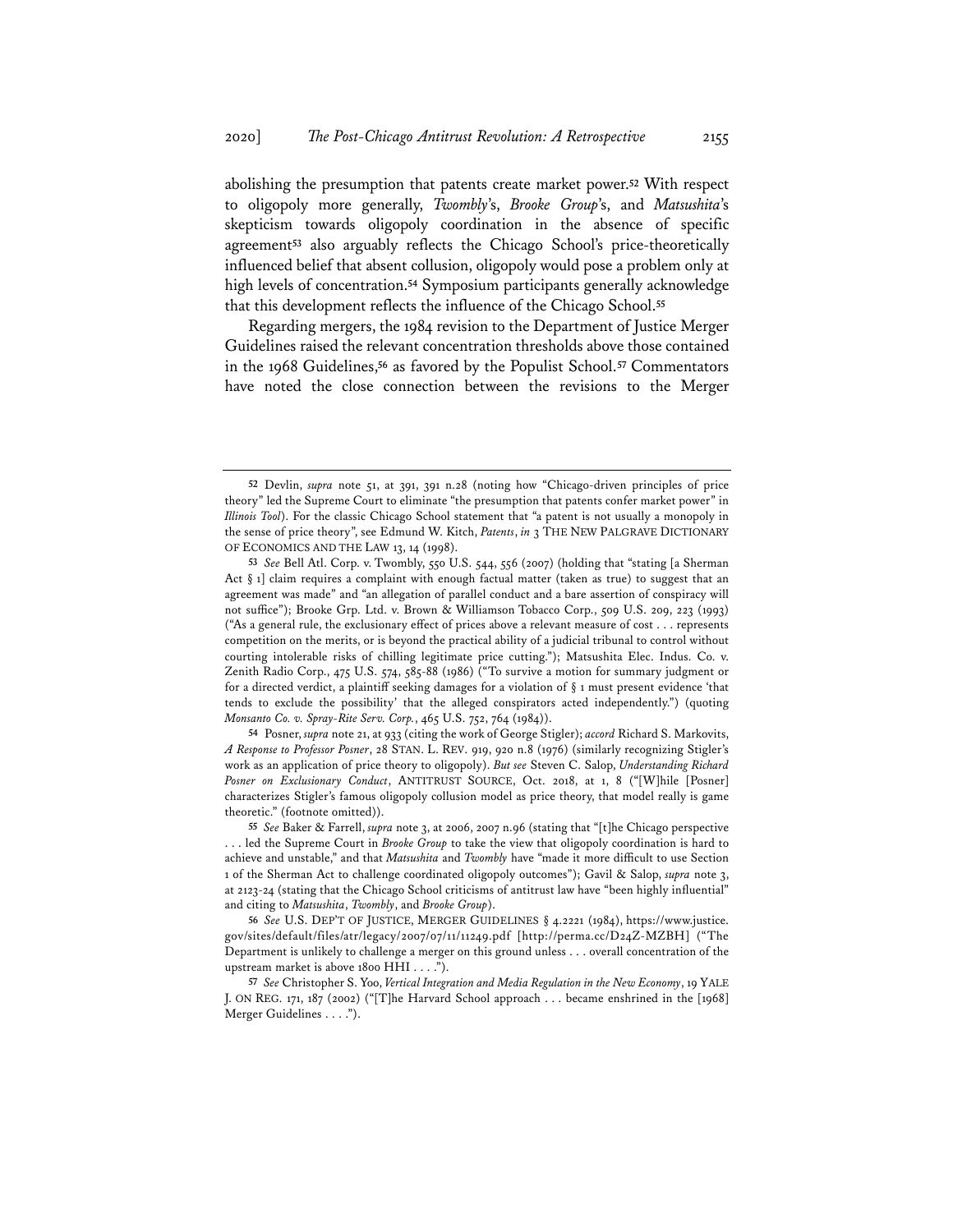abolishing the presumption that patents create market power.[52] With respect to oligopoly more generally, *Twombly*'s, *Brooke Group*'s, and *Matsushita*'s skepticism towards oligopoly coordination in the absence of specific agreement[53] also arguably reflects the Chicago School's price-theoretically influenced belief that absent collusion, oligopoly would pose a problem only at high levels of concentration.[54] Symposium participants generally acknowledge that this development reflects the influence of the Chicago School.[55]

Regarding mergers, the 1984 revision to the Department of Justice Merger Guidelines raised the relevant concentration thresholds above those contained in the 1968 Guidelines,[56] as favored by the Populist School.[57] Commentators have noted the close connection between the revisions to the Merger

---

[52] Devlin, *supra* note 51, at 391, 391 n.28 (noting how "Chicago-driven principles of price theory" led the Supreme Court to eliminate "the presumption that patents confer market power" in *Illinois Tool*). For the classic Chicago School statement that "a patent is not usually a monopoly in the sense of price theory", see Edmund W. Kitch, *Patents*, *in* 3 THE NEW PALGRAVE DICTIONARY OF ECONOMICS AND THE LAW 13, 14 (1998).

[53] *See* Bell Atl. Corp. v. Twombly, 550 U.S. 544, 556 (2007) (holding that "stating [a Sherman Act § 1] claim requires a complaint with enough factual matter (taken as true) to suggest that an agreement was made" and "an allegation of parallel conduct and a bare assertion of conspiracy will not suffice"); Brooke Grp. Ltd. v. Brown & Williamson Tobacco Corp., 509 U.S. 209, 223 (1993) ("As a general rule, the exclusionary effect of prices above a relevant measure of cost . . . represents competition on the merits, or is beyond the practical ability of a judicial tribunal to control without courting intolerable risks of chilling legitimate price cutting."); Matsushita Elec. Indus. Co. v. Zenith Radio Corp., 475 U.S. 574, 585-88 (1986) ("To survive a motion for summary judgment or for a directed verdict, a plaintiff seeking damages for a violation of § 1 must present evidence 'that tends to exclude the possibility' that the alleged conspirators acted independently.") (quoting *Monsanto Co. v. Spray-Rite Serv. Corp.*, 465 U.S. 752, 764 (1984)).

[54] Posner, *supra* note 21, at 933 (citing the work of George Stigler); *accord* Richard S. Markovits, *A Response to Professor Posner*, 28 STAN. L. REV. 919, 920 n.8 (1976) (similarly recognizing Stigler's work as an application of price theory to oligopoly). *But see* Steven C. Salop, *Understanding Richard Posner on Exclusionary Conduct*, ANTITRUST SOURCE, Oct. 2018, at 1, 8 ("[W]hile [Posner] characterizes Stigler's famous oligopoly collusion model as price theory, that model really is game theoretic." (footnote omitted)).

[55] *See* Baker & Farrell, *supra* note 3, at 2006, 2007 n.96 (stating that "[t]he Chicago perspective . . . led the Supreme Court in *Brooke Group* to take the view that oligopoly coordination is hard to achieve and unstable," and that *Matsushita* and *Twombly* have "made it more difficult to use Section 1 of the Sherman Act to challenge coordinated oligopoly outcomes"); Gavil & Salop, *supra* note 3, at 2123-24 (stating that the Chicago School criticisms of antitrust law have "been highly influential" and citing to *Matsushita*, *Twombly*, and *Brooke Group*).

[56] *See* U.S. DEP'T OF JUSTICE, MERGER GUIDELINES § 4.2221 (1984), https://www.justice.gov/sites/default/files/atr/legacy/2007/07/11/11249.pdf [http://perma.cc/D24Z-MZBH] ("The Department is unlikely to challenge a merger on this ground unless . . . overall concentration of the upstream market is above 1800 HHI . . . .").

[57] *See* Christopher S. Yoo, *Vertical Integration and Media Regulation in the New Economy*, 19 YALE J. ON REG. 171, 187 (2002) ("[T]he Harvard School approach . . . became enshrined in the [1968] Merger Guidelines . . . .").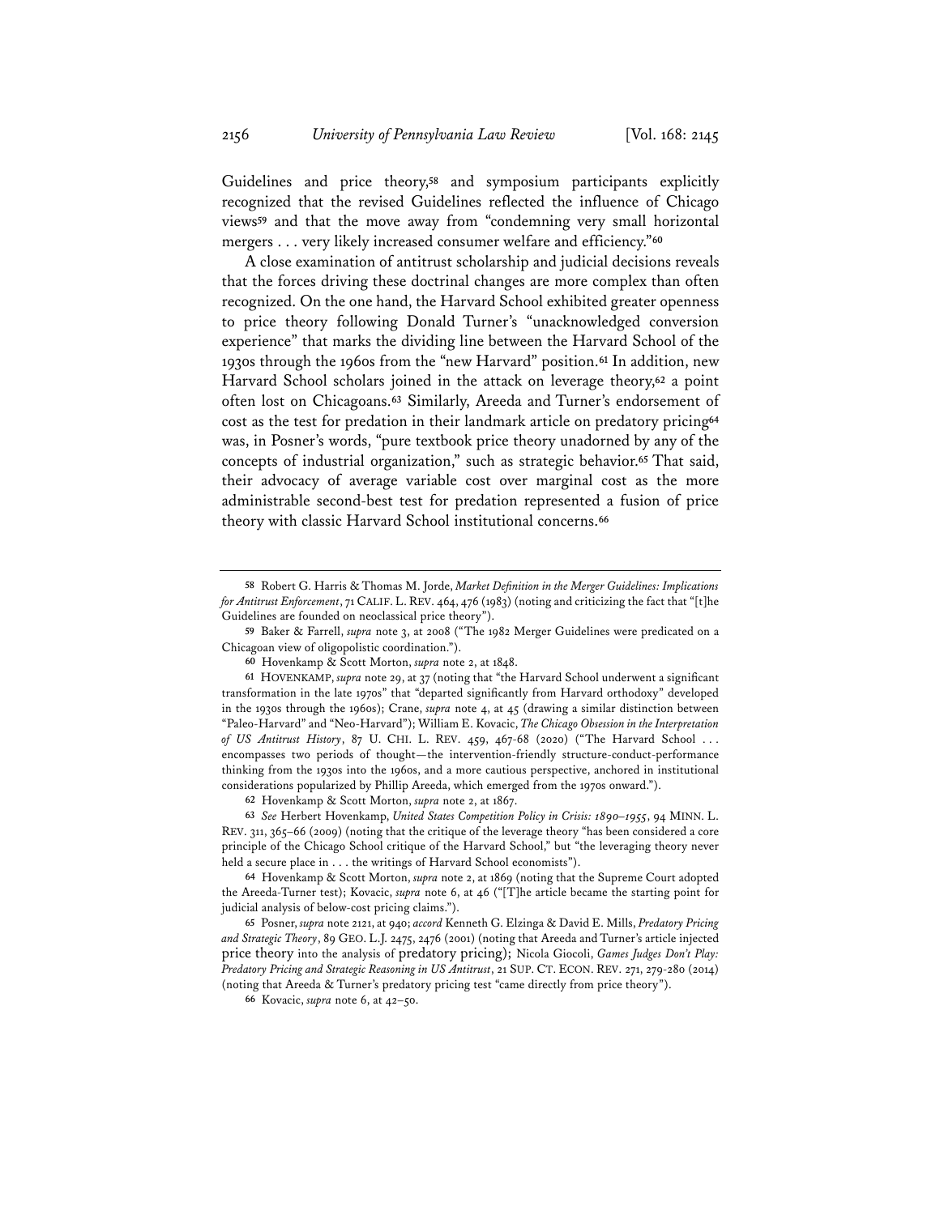Guidelines and price theory,[58] and symposium participants explicitly recognized that the revised Guidelines reflected the influence of Chicago views[59] and that the move away from "condemning very small horizontal mergers . . . very likely increased consumer welfare and efficiency."[60]

A close examination of antitrust scholarship and judicial decisions reveals that the forces driving these doctrinal changes are more complex than often recognized. On the one hand, the Harvard School exhibited greater openness to price theory following Donald Turner's "unacknowledged conversion experience" that marks the dividing line between the Harvard School of the 1930s through the 1960s from the "new Harvard" position.[61] In addition, new Harvard School scholars joined in the attack on leverage theory,[62] a point often lost on Chicagoans.[63] Similarly, Areeda and Turner's endorsement of cost as the test for predation in their landmark article on predatory pricing[64] was, in Posner's words, "pure textbook price theory unadorned by any of the concepts of industrial organization," such as strategic behavior.[65] That said, their advocacy of average variable cost over marginal cost as the more administrable second-best test for predation represented a fusion of price theory with classic Harvard School institutional concerns.[66]

---

[58] Robert G. Harris & Thomas M. Jorde, *Market Definition in the Merger Guidelines: Implications for Antitrust Enforcement*, 71 CALIF. L. REV. 464, 476 (1983) (noting and criticizing the fact that "[t]he Guidelines are founded on neoclassical price theory").

[59] Baker & Farrell, *supra* note 3, at 2008 ("The 1982 Merger Guidelines were predicated on a Chicagoan view of oligopolistic coordination.").

[60] Hovenkamp & Scott Morton, *supra* note 2, at 1848.

[61] HOVENKAMP, *supra* note 29, at 37 (noting that "the Harvard School underwent a significant transformation in the late 1970s" that "departed significantly from Harvard orthodoxy" developed in the 1930s through the 1960s); Crane, *supra* note 4, at 45 (drawing a similar distinction between "Paleo-Harvard" and "Neo-Harvard"); William E. Kovacic, *The Chicago Obsession in the Interpretation of US Antitrust History*, 87 U. CHI. L. REV. 459, 467-68 (2020) ("The Harvard School . . . encompasses two periods of thought—the intervention-friendly structure-conduct-performance thinking from the 1930s into the 1960s, and a more cautious perspective, anchored in institutional considerations popularized by Phillip Areeda, which emerged from the 1970s onward.").

[62] Hovenkamp & Scott Morton, *supra* note 2, at 1867.

[63] *See* Herbert Hovenkamp, *United States Competition Policy in Crisis: 1890–1955*, 94 MINN. L. REV. 311, 365–66 (2009) (noting that the critique of the leverage theory "has been considered a core principle of the Chicago School critique of the Harvard School," but "the leveraging theory never held a secure place in . . . the writings of Harvard School economists").

[64] Hovenkamp & Scott Morton, *supra* note 2, at 1869 (noting that the Supreme Court adopted the Areeda-Turner test); Kovacic, *supra* note 6, at 46 ("[T]he article became the starting point for judicial analysis of below-cost pricing claims.").

[65] Posner, *supra* note 2121, at 940; *accord* Kenneth G. Elzinga & David E. Mills, *Predatory Pricing and Strategic Theory*, 89 GEO. L.J. 2475, 2476 (2001) (noting that Areeda and Turner's article injected price theory into the analysis of predatory pricing); Nicola Giocoli, *Games Judges Don't Play: Predatory Pricing and Strategic Reasoning in US Antitrust*, 21 SUP. CT. ECON. REV. 271, 279-280 (2014) (noting that Areeda & Turner's predatory pricing test "came directly from price theory").

[66] Kovacic, *supra* note 6, at 42–50.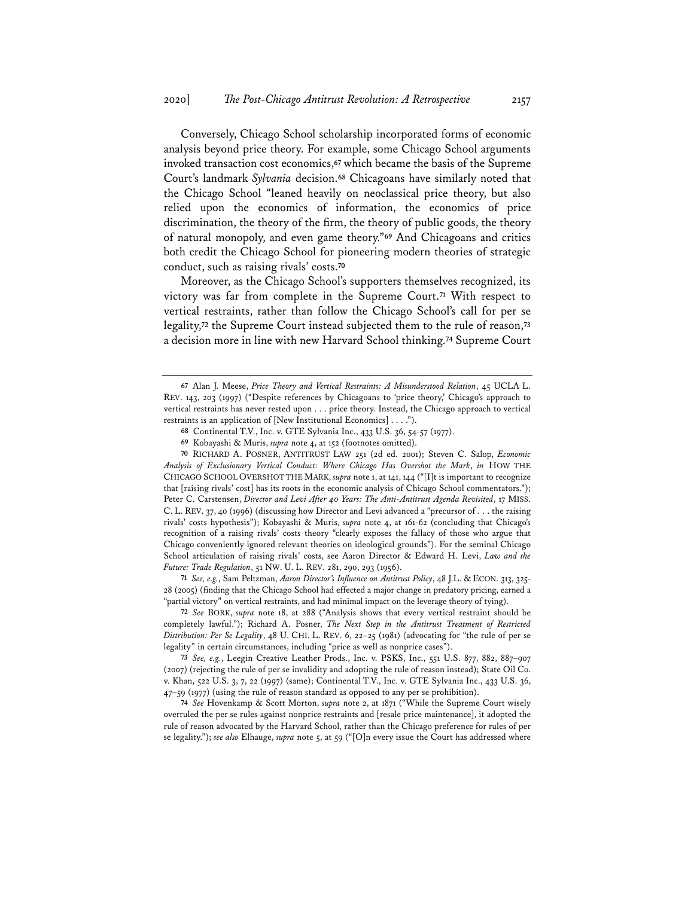Conversely, Chicago School scholarship incorporated forms of economic analysis beyond price theory. For example, some Chicago School arguments invoked transaction cost economics,[67] which became the basis of the Supreme Court's landmark *Sylvania* decision.[68] Chicagoans have similarly noted that the Chicago School "leaned heavily on neoclassical price theory, but also relied upon the economics of information, the economics of price discrimination, the theory of the firm, the theory of public goods, the theory of natural monopoly, and even game theory."[69] And Chicagoans and critics both credit the Chicago School for pioneering modern theories of strategic conduct, such as raising rivals' costs.[70]

Moreover, as the Chicago School's supporters themselves recognized, its victory was far from complete in the Supreme Court.[71] With respect to vertical restraints, rather than follow the Chicago School's call for per se legality,[72] the Supreme Court instead subjected them to the rule of reason,[73] a decision more in line with new Harvard School thinking.[74] Supreme Court

---

67 Alan J. Meese, *Price Theory and Vertical Restraints: A Misunderstood Relation*, 45 UCLA L. REV. 143, 203 (1997) ("Despite references by Chicagoans to 'price theory,' Chicago's approach to vertical restraints has never rested upon . . . price theory. Instead, the Chicago approach to vertical restraints is an application of [New Institutional Economics] . . . .").

68 Continental T.V., Inc. v. GTE Sylvania Inc., 433 U.S. 36, 54-57 (1977).

69 Kobayashi & Muris, *supra* note 4, at 152 (footnotes omitted).

70 RICHARD A. POSNER, ANTITRUST LAW 251 (2d ed. 2001); Steven C. Salop, *Economic Analysis of Exclusionary Vertical Conduct: Where Chicago Has Overshot the Mark*, *in* HOW THE CHICAGO SCHOOL OVERSHOT THE MARK, *supra* note 1, at 141, 144 ("[I]t is important to recognize that [raising rivals' cost] has its roots in the economic analysis of Chicago School commentators."); Peter C. Carstensen, *Director and Levi After 40 Years: The Anti-Antitrust Agenda Revisited*, 17 MISS. C. L. REV. 37, 40 (1996) (discussing how Director and Levi advanced a "precursor of . . . the raising rivals' costs hypothesis"); Kobayashi & Muris, *supra* note 4, at 161-62 (concluding that Chicago's recognition of a raising rivals' costs theory "clearly exposes the fallacy of those who argue that Chicago conveniently ignored relevant theories on ideological grounds"). For the seminal Chicago School articulation of raising rivals' costs, see Aaron Director & Edward H. Levi, *Law and the Future: Trade Regulation*, 51 NW. U. L. REV. 281, 290, 293 (1956).

71 *See, e.g.*, Sam Peltzman, *Aaron Director's Influence on Antitrust Policy*, 48 J.L. & ECON. 313, 325-28 (2005) (finding that the Chicago School had effected a major change in predatory pricing, earned a "partial victory" on vertical restraints, and had minimal impact on the leverage theory of tying).

72 *See* BORK, *supra* note 18, at 288 ("Analysis shows that every vertical restraint should be completely lawful."); Richard A. Posner, *The Next Step in the Antitrust Treatment of Restricted Distribution: Per Se Legality*, 48 U. CHI. L. REV. 6, 22–25 (1981) (advocating for "the rule of per se legality" in certain circumstances, including "price as well as nonprice cases").

73 *See, e.g.*, Leegin Creative Leather Prods., Inc. v. PSKS, Inc., 551 U.S. 877, 882, 887–907 (2007) (rejecting the rule of per se invalidity and adopting the rule of reason instead); State Oil Co. v. Khan, 522 U.S. 3, 7, 22 (1997) (same); Continental T.V., Inc. v. GTE Sylvania Inc., 433 U.S. 36, 47–59 (1977) (using the rule of reason standard as opposed to any per se prohibition).

74 *See* Hovenkamp & Scott Morton, *supra* note 2, at 1871 ("While the Supreme Court wisely overruled the per se rules against nonprice restraints and [resale price maintenance], it adopted the rule of reason advocated by the Harvard School, rather than the Chicago preference for rules of per se legality."); *see also* Elhauge, *supra* note 5, at 59 ("[O]n every issue the Court has addressed where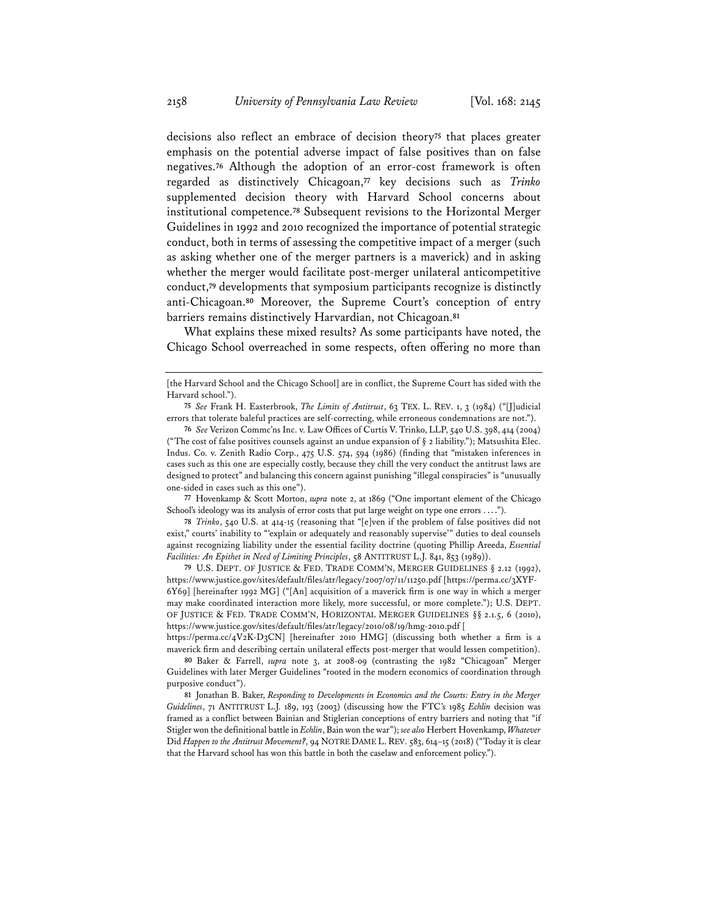decisions also reflect an embrace of decision theory[75] that places greater emphasis on the potential adverse impact of false positives than on false negatives.[76] Although the adoption of an error-cost framework is often regarded as distinctively Chicagoan,[77] key decisions such as *Trinko* supplemented decision theory with Harvard School concerns about institutional competence.[78] Subsequent revisions to the Horizontal Merger Guidelines in 1992 and 2010 recognized the importance of potential strategic conduct, both in terms of assessing the competitive impact of a merger (such as asking whether one of the merger partners is a maverick) and in asking whether the merger would facilitate post-merger unilateral anticompetitive conduct,[79] developments that symposium participants recognize is distinctly anti-Chicagoan.[80] Moreover, the Supreme Court's conception of entry barriers remains distinctively Harvardian, not Chicagoan.[81]

What explains these mixed results? As some participants have noted, the Chicago School overreached in some respects, often offering no more than

---

[the Harvard School and the Chicago School] are in conflict, the Supreme Court has sided with the Harvard school.").

75 *See* Frank H. Easterbrook, *The Limits of Antitrust*, 63 TEX. L. REV. 1, 3 (1984) ("[J]udicial errors that tolerate baleful practices are self-correcting, while erroneous condemnations are not.").

76 *See* Verizon Commc'ns Inc. v. Law Offices of Curtis V. Trinko, LLP, 540 U.S. 398, 414 (2004) ("The cost of false positives counsels against an undue expansion of § 2 liability."); Matsushita Elec. Indus. Co. v. Zenith Radio Corp., 475 U.S. 574, 594 (1986) (finding that "mistaken inferences in cases such as this one are especially costly, because they chill the very conduct the antitrust laws are designed to protect" and balancing this concern against punishing "illegal conspiracies" is "unusually one-sided in cases such as this one").

77 Hovenkamp & Scott Morton, *supra* note 2, at 1869 ("One important element of the Chicago School's ideology was its analysis of error costs that put large weight on type one errors . . . .").

78 *Trinko*, 540 U.S. at 414-15 (reasoning that "[e]ven if the problem of false positives did not exist," courts' inability to "'explain or adequately and reasonably supervise'" duties to deal counsels against recognizing liability under the essential facility doctrine (quoting Phillip Areeda, *Essential Facilities: An Epithet in Need of Limiting Principles*, 58 ANTITRUST L.J. 841, 853 (1989)).

79 U.S. DEPT. OF JUSTICE & FED. TRADE COMM'N, MERGER GUIDELINES § 2.12 (1992), https://www.justice.gov/sites/default/files/atr/legacy/2007/07/11/11250.pdf [https://perma.cc/3XYF-6Y69] [hereinafter 1992 MG] ("[An] acquisition of a maverick firm is one way in which a merger may make coordinated interaction more likely, more successful, or more complete."); U.S. DEPT. OF JUSTICE & FED. TRADE COMM'N, HORIZONTAL MERGER GUIDELINES §§ 2.1.5, 6 (2010), https://www.justice.gov/sites/default/files/atr/legacy/2010/08/19/hmg-2010.pdf [https://perma.cc/4V2K-D3CN] [hereinafter 2010 HMG] (discussing both whether a firm is a maverick firm and describing certain unilateral effects post-merger that would lessen competition).

80 Baker & Farrell, *supra* note 3, at 2008-09 (contrasting the 1982 "Chicagoan" Merger Guidelines with later Merger Guidelines "rooted in the modern economics of coordination through purposive conduct").

81 Jonathan B. Baker, *Responding to Developments in Economics and the Courts: Entry in the Merger Guidelines*, 71 ANTITRUST L.J. 189, 193 (2003) (discussing how the FTC's 1985 *Echlin* decision was framed as a conflict between Bainian and Stiglerian conceptions of entry barriers and noting that "if Stigler won the definitional battle in *Echlin*, Bain won the war"); *see also* Herbert Hovenkamp, *Whatever* Did *Happen to the Antitrust Movement?*, 94 NOTRE DAME L. REV. 583, 614–15 (2018) ("Today it is clear that the Harvard school has won this battle in both the caselaw and enforcement policy.").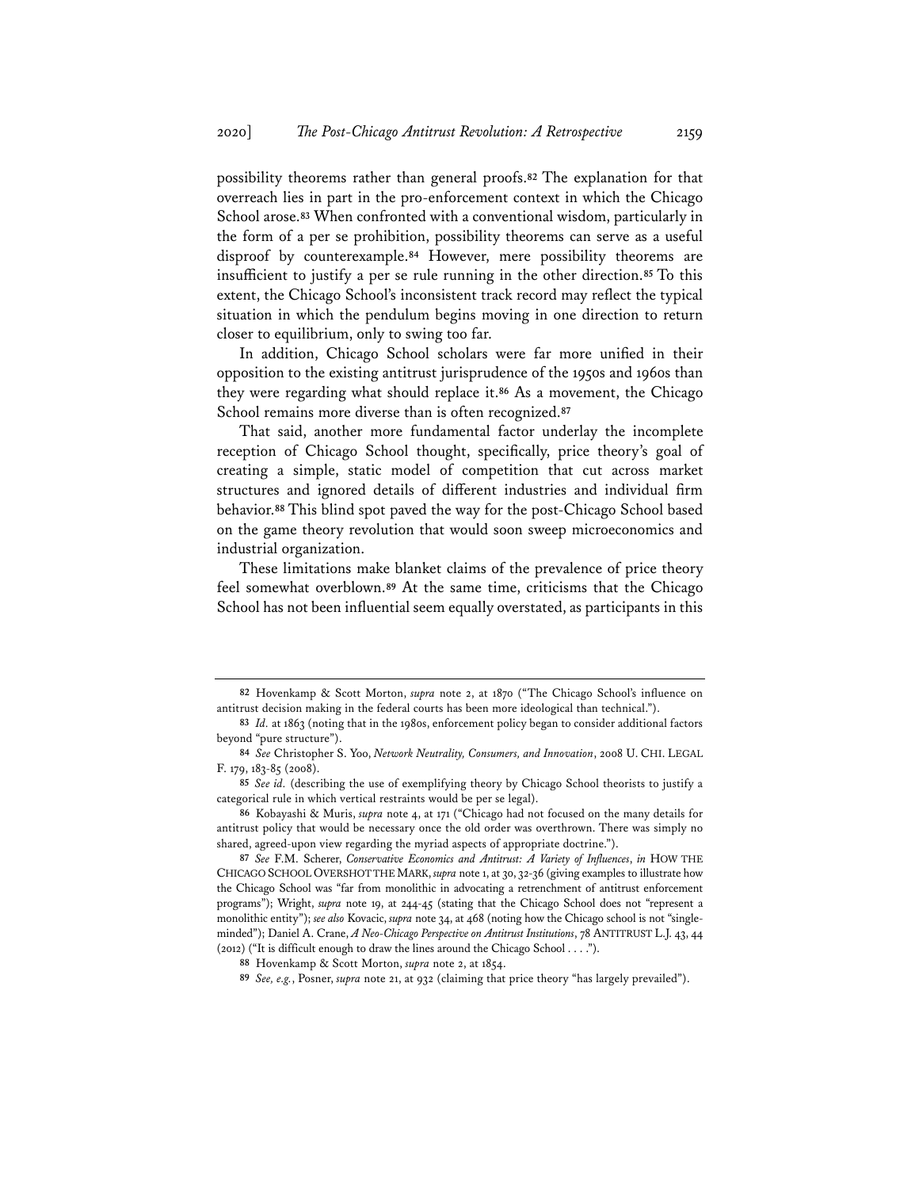possibility theorems rather than general proofs.[82] The explanation for that overreach lies in part in the pro-enforcement context in which the Chicago School arose.[83] When confronted with a conventional wisdom, particularly in the form of a per se prohibition, possibility theorems can serve as a useful disproof by counterexample.[84] However, mere possibility theorems are insufficient to justify a per se rule running in the other direction.[85] To this extent, the Chicago School's inconsistent track record may reflect the typical situation in which the pendulum begins moving in one direction to return closer to equilibrium, only to swing too far.

In addition, Chicago School scholars were far more unified in their opposition to the existing antitrust jurisprudence of the 1950s and 1960s than they were regarding what should replace it.[86] As a movement, the Chicago School remains more diverse than is often recognized.[87]

That said, another more fundamental factor underlay the incomplete reception of Chicago School thought, specifically, price theory's goal of creating a simple, static model of competition that cut across market structures and ignored details of different industries and individual firm behavior.[88] This blind spot paved the way for the post-Chicago School based on the game theory revolution that would soon sweep microeconomics and industrial organization.

These limitations make blanket claims of the prevalence of price theory feel somewhat overblown.[89] At the same time, criticisms that the Chicago School has not been influential seem equally overstated, as participants in this

---

[82] Hovenkamp & Scott Morton, *supra* note 2, at 1870 ("The Chicago School's influence on antitrust decision making in the federal courts has been more ideological than technical.").

[83] *Id.* at 1863 (noting that in the 1980s, enforcement policy began to consider additional factors beyond "pure structure").

[84] *See* Christopher S. Yoo, *Network Neutrality, Consumers, and Innovation*, 2008 U. CHI. LEGAL F. 179, 183-85 (2008).

[85] *See id.* (describing the use of exemplifying theory by Chicago School theorists to justify a categorical rule in which vertical restraints would be per se legal).

[86] Kobayashi & Muris, *supra* note 4, at 171 ("Chicago had not focused on the many details for antitrust policy that would be necessary once the old order was overthrown. There was simply no shared, agreed-upon view regarding the myriad aspects of appropriate doctrine.").

[87] *See* F.M. Scherer, *Conservative Economics and Antitrust: A Variety of Influences*, *in* HOW THE CHICAGO SCHOOL OVERSHOT THE MARK, *supra* note 1, at 30, 32-36 (giving examples to illustrate how the Chicago School was "far from monolithic in advocating a retrenchment of antitrust enforcement programs"); Wright, *supra* note 19, at 244-45 (stating that the Chicago School does not "represent a monolithic entity"); *see also* Kovacic, *supra* note 34, at 468 (noting how the Chicago school is not "single-minded"); Daniel A. Crane, *A Neo-Chicago Perspective on Antitrust Institutions*, 78 ANTITRUST L.J. 43, 44 (2012) ("It is difficult enough to draw the lines around the Chicago School . . . .").

[88] Hovenkamp & Scott Morton, *supra* note 2, at 1854.

[89] *See, e.g.*, Posner, *supra* note 21, at 932 (claiming that price theory "has largely prevailed").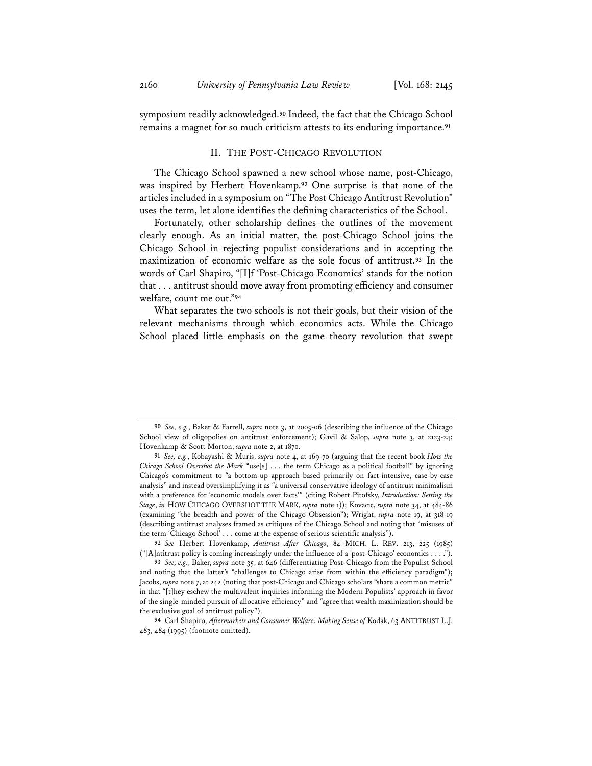symposium readily acknowledged.[90] Indeed, the fact that the Chicago School remains a magnet for so much criticism attests to its enduring importance.[91]

## II. The Post-Chicago Revolution

The Chicago School spawned a new school whose name, post-Chicago, was inspired by Herbert Hovenkamp.[92] One surprise is that none of the articles included in a symposium on "The Post Chicago Antitrust Revolution" uses the term, let alone identifies the defining characteristics of the School.

Fortunately, other scholarship defines the outlines of the movement clearly enough. As an initial matter, the post-Chicago School joins the Chicago School in rejecting populist considerations and in accepting the maximization of economic welfare as the sole focus of antitrust.[93] In the words of Carl Shapiro, "[I]f 'Post-Chicago Economics' stands for the notion that . . . antitrust should move away from promoting efficiency and consumer welfare, count me out."[94]

What separates the two schools is not their goals, but their vision of the relevant mechanisms through which economics acts. While the Chicago School placed little emphasis on the game theory revolution that swept

---

90 *See, e.g.*, Baker & Farrell, *supra* note 3, at 2005-06 (describing the influence of the Chicago School view of oligopolies on antitrust enforcement); Gavil & Salop, *supra* note 3, at 2123-24; Hovenkamp & Scott Morton, *supra* note 2, at 1870.

91 *See, e.g.*, Kobayashi & Muris, *supra* note 4, at 169-70 (arguing that the recent book *How the Chicago School Overshot the Mark* "use[s] . . . the term Chicago as a political football" by ignoring Chicago's commitment to "a bottom-up approach based primarily on fact-intensive, case-by-case analysis" and instead oversimplifying it as "a universal conservative ideology of antitrust minimalism with a preference for 'economic models over facts'" (citing Robert Pitofsky, *Introduction: Setting the Stage*, *in* HOW CHICAGO OVERSHOT THE MARK, *supra* note 1)); Kovacic, *supra* note 34, at 484-86 (examining "the breadth and power of the Chicago Obsession"); Wright, *supra* note 19, at 318-19 (describing antitrust analyses framed as critiques of the Chicago School and noting that "misuses of the term 'Chicago School' . . . come at the expense of serious scientific analysis").

92 *See* Herbert Hovenkamp, *Antitrust After Chicago*, 84 MICH. L. REV. 213, 225 (1985) ("[A]ntitrust policy is coming increasingly under the influence of a 'post-Chicago' economics . . . .").

93 *See, e.g.*, Baker, *supra* note 35, at 646 (differentiating Post-Chicago from the Populist School and noting that the latter's "challenges to Chicago arise from within the efficiency paradigm"); Jacobs, *supra* note 7, at 242 (noting that post-Chicago and Chicago scholars "share a common metric" in that "[t]hey eschew the multivalent inquiries informing the Modern Populists' approach in favor of the single-minded pursuit of allocative efficiency" and "agree that wealth maximization should be the exclusive goal of antitrust policy").

94 Carl Shapiro, *Aftermarkets and Consumer Welfare: Making Sense of* Kodak, 63 ANTITRUST L.J. 483, 484 (1995) (footnote omitted).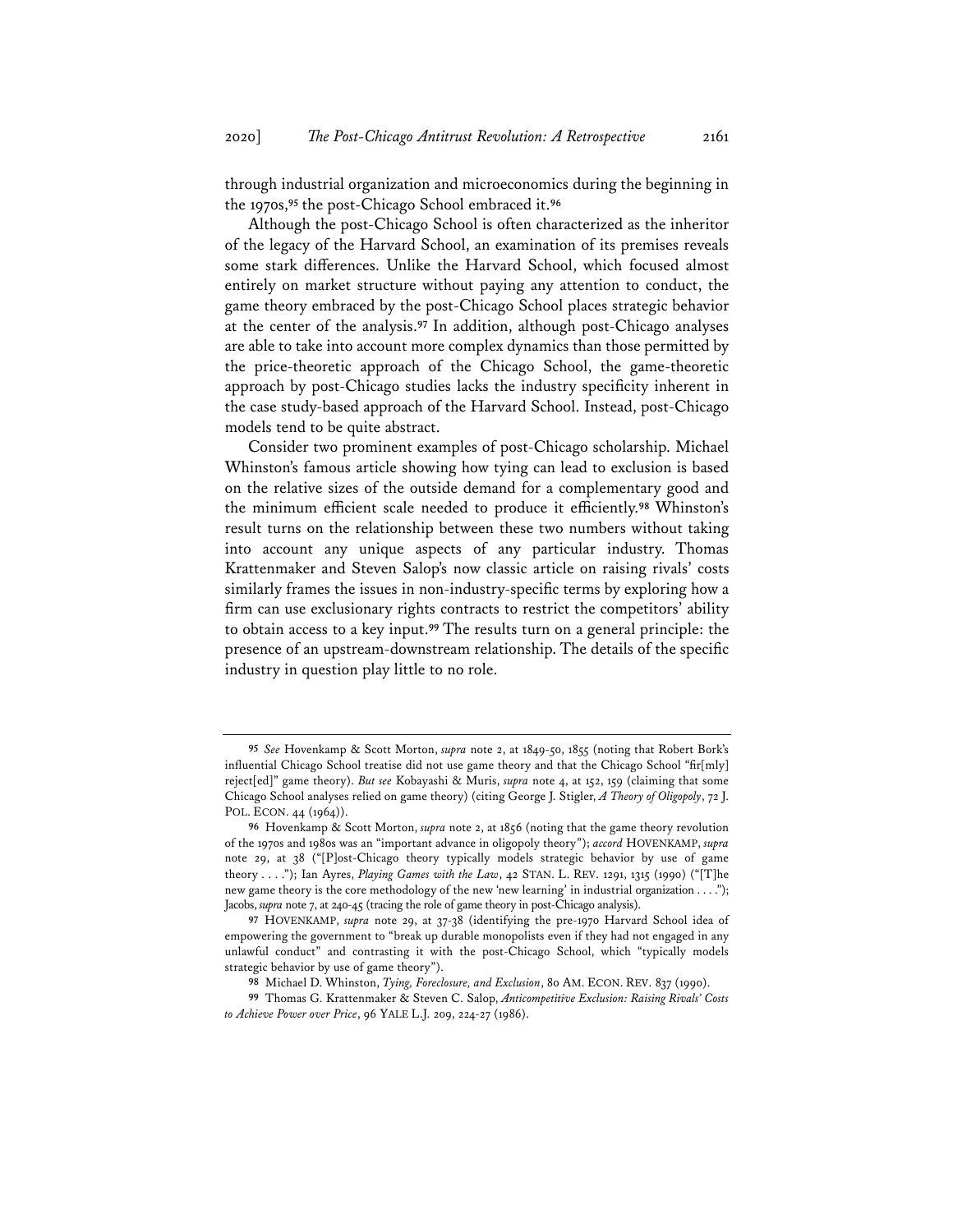through industrial organization and microeconomics during the beginning in the 1970s,[95] the post-Chicago School embraced it.[96]

Although the post-Chicago School is often characterized as the inheritor of the legacy of the Harvard School, an examination of its premises reveals some stark differences. Unlike the Harvard School, which focused almost entirely on market structure without paying any attention to conduct, the game theory embraced by the post-Chicago School places strategic behavior at the center of the analysis.[97] In addition, although post-Chicago analyses are able to take into account more complex dynamics than those permitted by the price-theoretic approach of the Chicago School, the game-theoretic approach by post-Chicago studies lacks the industry specificity inherent in the case study-based approach of the Harvard School. Instead, post-Chicago models tend to be quite abstract.

Consider two prominent examples of post-Chicago scholarship. Michael Whinston's famous article showing how tying can lead to exclusion is based on the relative sizes of the outside demand for a complementary good and the minimum efficient scale needed to produce it efficiently.[98] Whinston's result turns on the relationship between these two numbers without taking into account any unique aspects of any particular industry. Thomas Krattenmaker and Steven Salop's now classic article on raising rivals' costs similarly frames the issues in non-industry-specific terms by exploring how a firm can use exclusionary rights contracts to restrict the competitors' ability to obtain access to a key input.[99] The results turn on a general principle: the presence of an upstream-downstream relationship. The details of the specific industry in question play little to no role.

---

**95** *See* Hovenkamp & Scott Morton, *supra* note 2, at 1849-50, 1855 (noting that Robert Bork's influential Chicago School treatise did not use game theory and that the Chicago School "fir[mly] reject[ed]" game theory). *But see* Kobayashi & Muris, *supra* note 4, at 152, 159 (claiming that some Chicago School analyses relied on game theory) (citing George J. Stigler, *A Theory of Oligopoly*, 72 J. POL. ECON. 44 (1964)).

**96** Hovenkamp & Scott Morton, *supra* note 2, at 1856 (noting that the game theory revolution of the 1970s and 1980s was an "important advance in oligopoly theory"); *accord* HOVENKAMP, *supra* note 29, at 38 ("[P]ost-Chicago theory typically models strategic behavior by use of game theory . . . ."); Ian Ayres, *Playing Games with the Law*, 42 STAN. L. REV. 1291, 1315 (1990) ("[T]he new game theory is the core methodology of the new 'new learning' in industrial organization . . . ."); Jacobs, *supra* note 7, at 240-45 (tracing the role of game theory in post-Chicago analysis).

**97** HOVENKAMP, *supra* note 29, at 37-38 (identifying the pre-1970 Harvard School idea of empowering the government to "break up durable monopolists even if they had not engaged in any unlawful conduct" and contrasting it with the post-Chicago School, which "typically models strategic behavior by use of game theory").

**98** Michael D. Whinston, *Tying, Foreclosure, and Exclusion*, 80 AM. ECON. REV. 837 (1990).

**99** Thomas G. Krattenmaker & Steven C. Salop, *Anticompetitive Exclusion: Raising Rivals' Costs to Achieve Power over Price*, 96 YALE L.J. 209, 224-27 (1986).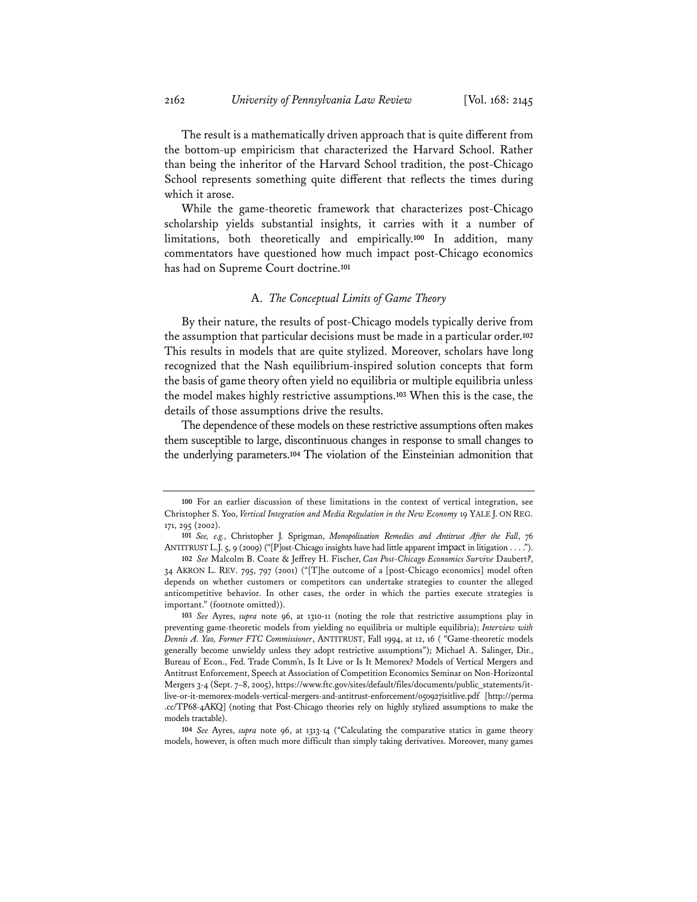The result is a mathematically driven approach that is quite different from the bottom-up empiricism that characterized the Harvard School. Rather than being the inheritor of the Harvard School tradition, the post-Chicago School represents something quite different that reflects the times during which it arose.

While the game-theoretic framework that characterizes post-Chicago scholarship yields substantial insights, it carries with it a number of limitations, both theoretically and empirically.[100] In addition, many commentators have questioned how much impact post-Chicago economics has had on Supreme Court doctrine.[101]

### A. *The Conceptual Limits of Game Theory*

By their nature, the results of post-Chicago models typically derive from the assumption that particular decisions must be made in a particular order.[102] This results in models that are quite stylized. Moreover, scholars have long recognized that the Nash equilibrium-inspired solution concepts that form the basis of game theory often yield no equilibria or multiple equilibria unless the model makes highly restrictive assumptions.[103] When this is the case, the details of those assumptions drive the results.

The dependence of these models on these restrictive assumptions often makes them susceptible to large, discontinuous changes in response to small changes to the underlying parameters.[104] The violation of the Einsteinian admonition that

---

100 For an earlier discussion of these limitations in the context of vertical integration, see Christopher S. Yoo, *Vertical Integration and Media Regulation in the New Economy* 19 YALE J. ON REG. 171, 295 (2002).

101 *See, e.g.*, Christopher J. Sprigman, *Monopolization Remedies and Antitrust After the Fall*, 76 ANTITRUST L.J. 5, 9 (2009) ("[P]ost-Chicago insights have had little apparent impact in litigation . . . .").

102 *See* Malcolm B. Coate & Jeffrey H. Fischer, *Can Post-Chicago Economics Survive* Daubert*?*, 34 AKRON L. REV. 795, 797 (2001) ("[T]he outcome of a [post-Chicago economics] model often depends on whether customers or competitors can undertake strategies to counter the alleged anticompetitive behavior. In other cases, the order in which the parties execute strategies is important." (footnote omitted)).

103 *See* Ayres, *supra* note 96, at 1310-11 (noting the role that restrictive assumptions play in preventing game-theoretic models from yielding no equilibria or multiple equilibria); *Interview with Dennis A. Yao, Former FTC Commissioner*, ANTITRUST, Fall 1994, at 12, 16 ( "Game-theoretic models generally become unwieldy unless they adopt restrictive assumptions"); Michael A. Salinger, Dir., Bureau of Econ., Fed. Trade Comm'n, Is It Live or Is It Memorex? Models of Vertical Mergers and Antitrust Enforcement, Speech at Association of Competition Economics Seminar on Non-Horizontal Mergers 3-4 (Sept. 7–8, 2005), https://www.ftc.gov/sites/default/files/documents/public_statements/it-live-or-it-memorex-models-vertical-mergers-and-antitrust-enforcement/050927isitlive.pdf [http://perma.cc/TP68-4AKQ] (noting that Post-Chicago theories rely on highly stylized assumptions to make the models tractable).

104 *See* Ayres, *supra* note 96, at 1313-14 ("Calculating the comparative statics in game theory models, however, is often much more difficult than simply taking derivatives. Moreover, many games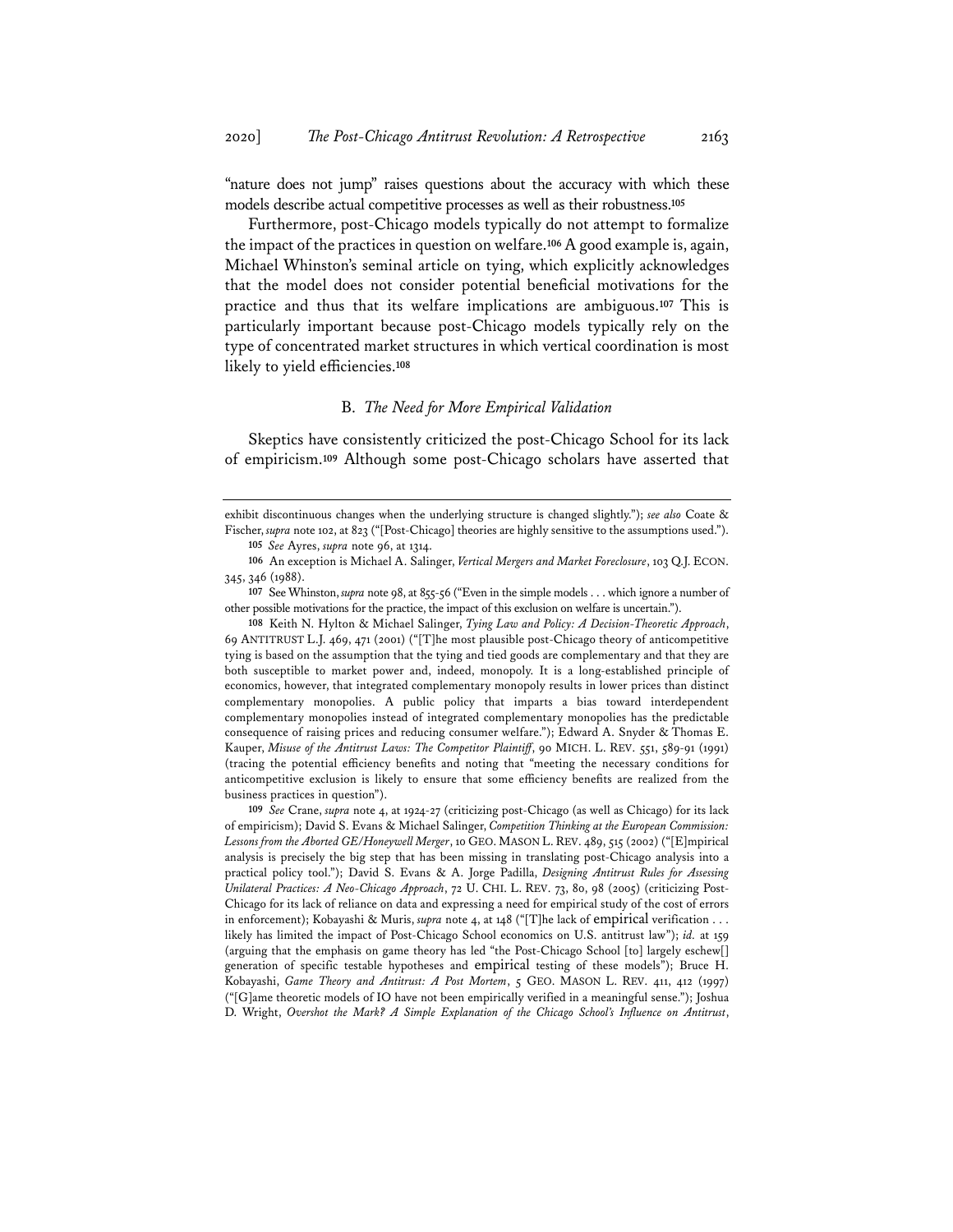"nature does not jump" raises questions about the accuracy with which these models describe actual competitive processes as well as their robustness.[105]

Furthermore, post-Chicago models typically do not attempt to formalize the impact of the practices in question on welfare.[106] A good example is, again, Michael Whinston's seminal article on tying, which explicitly acknowledges that the model does not consider potential beneficial motivations for the practice and thus that its welfare implications are ambiguous.[107] This is particularly important because post-Chicago models typically rely on the type of concentrated market structures in which vertical coordination is most likely to yield efficiencies.[108]

### B. *The Need for More Empirical Validation*

Skeptics have consistently criticized the post-Chicago School for its lack of empiricism.[109] Although some post-Chicago scholars have asserted that

---

exhibit discontinuous changes when the underlying structure is changed slightly."); *see also* Coate & Fischer, *supra* note 102, at 823 ("[Post-Chicago] theories are highly sensitive to the assumptions used.").

[105] *See* Ayres, *supra* note 96, at 1314.

[106] An exception is Michael A. Salinger, *Vertical Mergers and Market Foreclosure*, 103 Q.J. ECON. 345, 346 (1988).

[107] See Whinston, *supra* note 98, at 855-56 ("Even in the simple models . . . which ignore a number of other possible motivations for the practice, the impact of this exclusion on welfare is uncertain.").

[108] Keith N. Hylton & Michael Salinger, *Tying Law and Policy: A Decision-Theoretic Approach*, 69 ANTITRUST L.J. 469, 471 (2001) ("[T]he most plausible post-Chicago theory of anticompetitive tying is based on the assumption that the tying and tied goods are complementary and that they are both susceptible to market power and, indeed, monopoly. It is a long-established principle of economics, however, that integrated complementary monopoly results in lower prices than distinct complementary monopolies. A public policy that imparts a bias toward interdependent complementary monopolies instead of integrated complementary monopolies has the predictable consequence of raising prices and reducing consumer welfare."); Edward A. Snyder & Thomas E. Kauper, *Misuse of the Antitrust Laws: The Competitor Plaintiff*, 90 MICH. L. REV. 551, 589-91 (1991) (tracing the potential efficiency benefits and noting that "meeting the necessary conditions for anticompetitive exclusion is likely to ensure that some efficiency benefits are realized from the business practices in question").

[109] *See* Crane, *supra* note 4, at 1924-27 (criticizing post-Chicago (as well as Chicago) for its lack of empiricism); David S. Evans & Michael Salinger, *Competition Thinking at the European Commission: Lessons from the Aborted GE/Honeywell Merger*, 10 GEO. MASON L. REV. 489, 515 (2002) ("[E]mpirical analysis is precisely the big step that has been missing in translating post-Chicago analysis into a practical policy tool."); David S. Evans & A. Jorge Padilla, *Designing Antitrust Rules for Assessing Unilateral Practices: A Neo-Chicago Approach*, 72 U. CHI. L. REV. 73, 80, 98 (2005) (criticizing Post-Chicago for its lack of reliance on data and expressing a need for empirical study of the cost of errors in enforcement); Kobayashi & Muris, *supra* note 4, at 148 ("[T]he lack of empirical verification . . . likely has limited the impact of Post-Chicago School economics on U.S. antitrust law"); *id.* at 159 (arguing that the emphasis on game theory has led "the Post-Chicago School [to] largely eschew[] generation of specific testable hypotheses and empirical testing of these models"); Bruce H. Kobayashi, *Game Theory and Antitrust: A Post Mortem*, 5 GEO. MASON L. REV. 411, 412 (1997) ("[G]ame theoretic models of IO have not been empirically verified in a meaningful sense."); Joshua D. Wright, *Overshot the Mark? A Simple Explanation of the Chicago School's Influence on Antitrust*,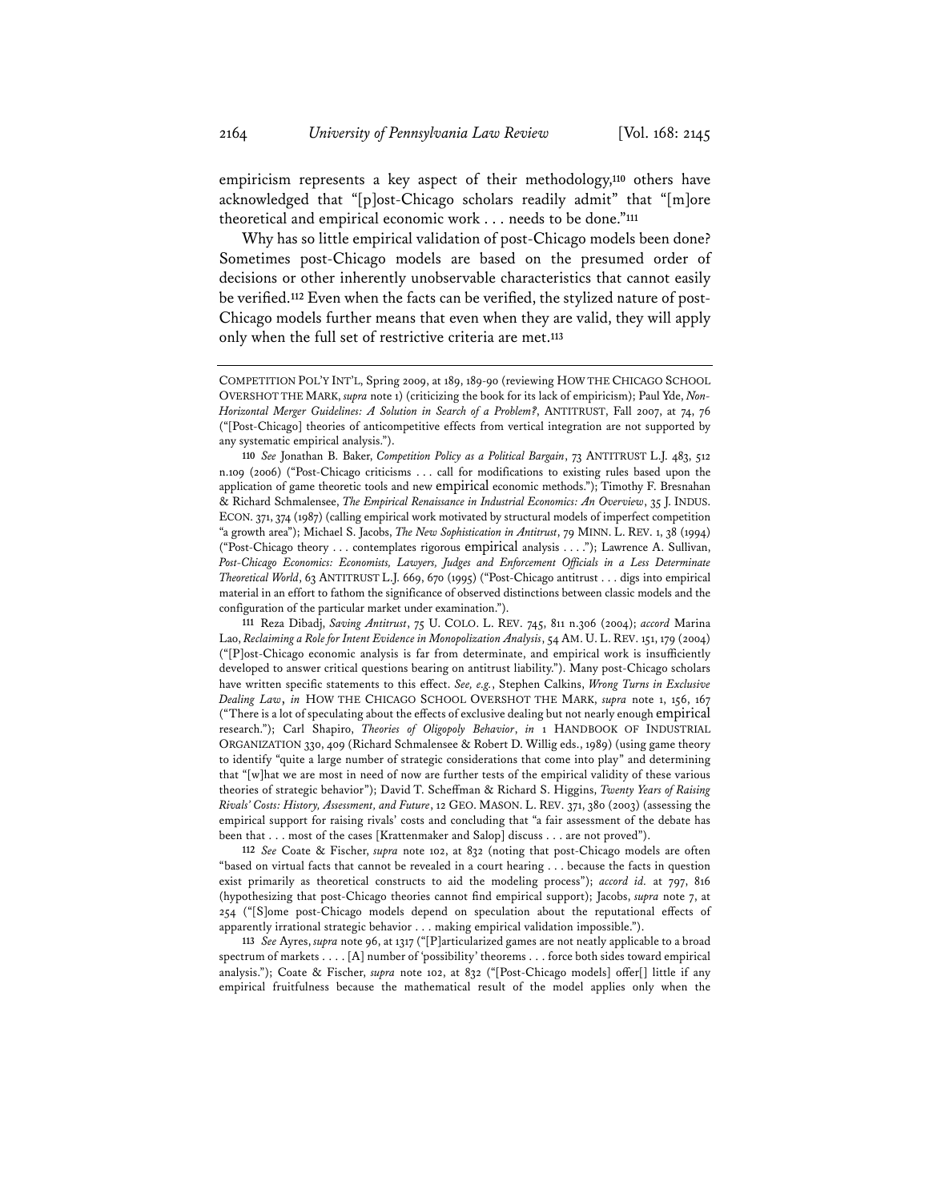empiricism represents a key aspect of their methodology,[110] others have acknowledged that "[p]ost-Chicago scholars readily admit" that "[m]ore theoretical and empirical economic work . . . needs to be done."[111]

Why has so little empirical validation of post-Chicago models been done? Sometimes post-Chicago models are based on the presumed order of decisions or other inherently unobservable characteristics that cannot easily be verified.[112] Even when the facts can be verified, the stylized nature of post-Chicago models further means that even when they are valid, they will apply only when the full set of restrictive criteria are met.[113]

---

COMPETITION POL'Y INT'L, Spring 2009, at 189, 189-90 (reviewing HOW THE CHICAGO SCHOOL OVERSHOT THE MARK, *supra* note 1) (criticizing the book for its lack of empiricism); Paul Yde, *Non-Horizontal Merger Guidelines: A Solution in Search of a Problem?*, ANTITRUST, Fall 2007, at 74, 76 ("[Post-Chicago] theories of anticompetitive effects from vertical integration are not supported by any systematic empirical analysis.").

110 *See* Jonathan B. Baker, *Competition Policy as a Political Bargain*, 73 ANTITRUST L.J. 483, 512 n.109 (2006) ("Post-Chicago criticisms . . . call for modifications to existing rules based upon the application of game theoretic tools and new empirical economic methods."); Timothy F. Bresnahan & Richard Schmalensee, *The Empirical Renaissance in Industrial Economics: An Overview*, 35 J. INDUS. ECON. 371, 374 (1987) (calling empirical work motivated by structural models of imperfect competition "a growth area"); Michael S. Jacobs, *The New Sophistication in Antitrust*, 79 MINN. L. REV. 1, 38 (1994) ("Post-Chicago theory . . . contemplates rigorous empirical analysis . . . ."); Lawrence A. Sullivan, *Post-Chicago Economics: Economists, Lawyers, Judges and Enforcement Officials in a Less Determinate Theoretical World*, 63 ANTITRUST L.J. 669, 670 (1995) ("Post-Chicago antitrust . . . digs into empirical material in an effort to fathom the significance of observed distinctions between classic models and the configuration of the particular market under examination.").

111 Reza Dibadj, *Saving Antitrust*, 75 U. COLO. L. REV. 745, 811 n.306 (2004); *accord* Marina Lao, *Reclaiming a Role for Intent Evidence in Monopolization Analysis*, 54 AM. U. L. REV. 151, 179 (2004) ("[P]ost-Chicago economic analysis is far from determinate, and empirical work is insufficiently developed to answer critical questions bearing on antitrust liability."). Many post-Chicago scholars have written specific statements to this effect. *See, e.g.*, Stephen Calkins, *Wrong Turns in Exclusive Dealing Law*, *in* HOW THE CHICAGO SCHOOL OVERSHOT THE MARK, *supra* note 1, 156, 167 ("There is a lot of speculating about the effects of exclusive dealing but not nearly enough empirical research."); Carl Shapiro, *Theories of Oligopoly Behavior*, *in* 1 HANDBOOK OF INDUSTRIAL ORGANIZATION 330, 409 (Richard Schmalensee & Robert D. Willig eds., 1989) (using game theory to identify "quite a large number of strategic considerations that come into play" and determining that "[w]hat we are most in need of now are further tests of the empirical validity of these various theories of strategic behavior"); David T. Scheffman & Richard S. Higgins, *Twenty Years of Raising Rivals' Costs: History, Assessment, and Future*, 12 GEO. MASON. L. REV. 371, 380 (2003) (assessing the empirical support for raising rivals' costs and concluding that "a fair assessment of the debate has been that . . . most of the cases [Krattenmaker and Salop] discuss . . . are not proved").

112 *See* Coate & Fischer, *supra* note 102, at 832 (noting that post-Chicago models are often "based on virtual facts that cannot be revealed in a court hearing . . . because the facts in question exist primarily as theoretical constructs to aid the modeling process"); *accord id.* at 797, 816 (hypothesizing that post-Chicago theories cannot find empirical support); Jacobs, *supra* note 7, at 254 ("[S]ome post-Chicago models depend on speculation about the reputational effects of apparently irrational strategic behavior . . . making empirical validation impossible.").

113 *See* Ayres, *supra* note 96, at 1317 ("[P]articularized games are not neatly applicable to a broad spectrum of markets . . . . [A] number of 'possibility' theorems . . . force both sides toward empirical analysis."); Coate & Fischer, *supra* note 102, at 832 ("[Post-Chicago models] offer[] little if any empirical fruitfulness because the mathematical result of the model applies only when the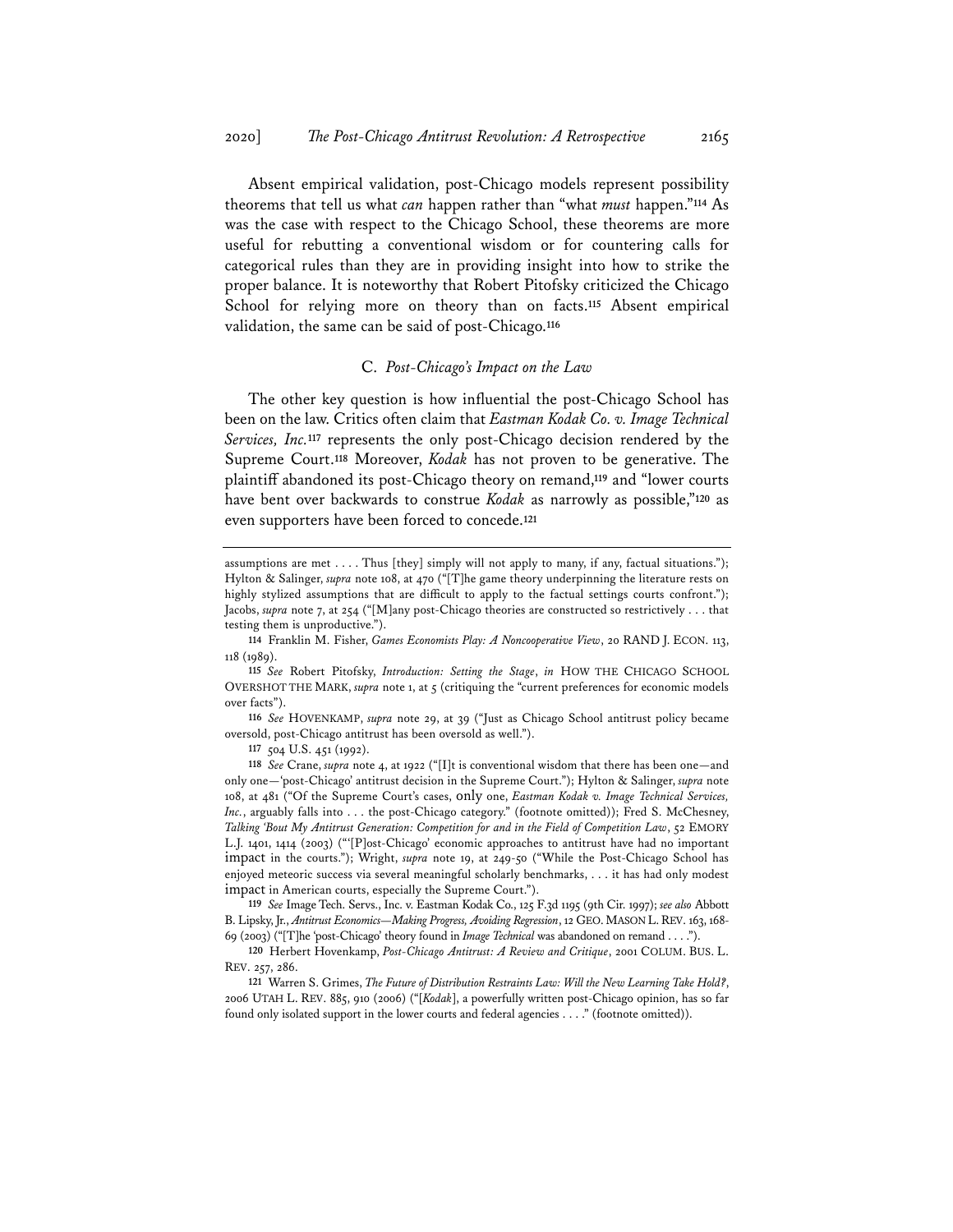Absent empirical validation, post-Chicago models represent possibility theorems that tell us what *can* happen rather than "what *must* happen."[114] As was the case with respect to the Chicago School, these theorems are more useful for rebutting a conventional wisdom or for countering calls for categorical rules than they are in providing insight into how to strike the proper balance. It is noteworthy that Robert Pitofsky criticized the Chicago School for relying more on theory than on facts.[115] Absent empirical validation, the same can be said of post-Chicago.[116]

### C. *Post-Chicago's Impact on the Law*

The other key question is how influential the post-Chicago School has been on the law. Critics often claim that *Eastman Kodak Co. v. Image Technical Services, Inc.*[117] represents the only post-Chicago decision rendered by the Supreme Court.[118] Moreover, *Kodak* has not proven to be generative. The plaintiff abandoned its post-Chicago theory on remand,[119] and "lower courts have bent over backwards to construe *Kodak* as narrowly as possible,"[120] as even supporters have been forced to concede.[121]

---

assumptions are met . . . . Thus [they] simply will not apply to many, if any, factual situations."); Hylton & Salinger, *supra* note 108, at 470 ("[T]he game theory underpinning the literature rests on highly stylized assumptions that are difficult to apply to the factual settings courts confront."); Jacobs, *supra* note 7, at 254 ("[M]any post-Chicago theories are constructed so restrictively . . . that testing them is unproductive.").

114 Franklin M. Fisher, *Games Economists Play: A Noncooperative View*, 20 RAND J. ECON. 113, 118 (1989).

115 *See* Robert Pitofsky, *Introduction: Setting the Stage*, *in* HOW THE CHICAGO SCHOOL OVERSHOT THE MARK, *supra* note 1, at 5 (critiquing the "current preferences for economic models over facts").

116 *See* HOVENKAMP, *supra* note 29, at 39 ("Just as Chicago School antitrust policy became oversold, post-Chicago antitrust has been oversold as well.").

117 504 U.S. 451 (1992).

118 *See* Crane, *supra* note 4, at 1922 ("[I]t is conventional wisdom that there has been one—and only one—'post-Chicago' antitrust decision in the Supreme Court."); Hylton & Salinger, *supra* note 108, at 481 ("Of the Supreme Court's cases, only one, *Eastman Kodak v. Image Technical Services, Inc.*, arguably falls into . . . the post-Chicago category." (footnote omitted)); Fred S. McChesney, *Talking 'Bout My Antitrust Generation: Competition for and in the Field of Competition Law*, 52 EMORY L.J. 1401, 1414 (2003) ("'[P]ost-Chicago' economic approaches to antitrust have had no important impact in the courts."); Wright, *supra* note 19, at 249-50 ("While the Post-Chicago School has enjoyed meteoric success via several meaningful scholarly benchmarks, . . . it has had only modest impact in American courts, especially the Supreme Court.").

119 *See* Image Tech. Servs., Inc. v. Eastman Kodak Co., 125 F.3d 1195 (9th Cir. 1997); *see also* Abbott B. Lipsky, Jr., *Antitrust Economics—Making Progress, Avoiding Regression*, 12 GEO. MASON L. REV. 163, 168-69 (2003) ("[T]he 'post-Chicago' theory found in *Image Technical* was abandoned on remand . . . .").

120 Herbert Hovenkamp, *Post-Chicago Antitrust: A Review and Critique*, 2001 COLUM. BUS. L. REV. 257, 286.

121 Warren S. Grimes, *The Future of Distribution Restraints Law: Will the New Learning Take Hold?*, 2006 UTAH L. REV. 885, 910 (2006) ("[*Kodak*], a powerfully written post-Chicago opinion, has so far found only isolated support in the lower courts and federal agencies . . . ." (footnote omitted)).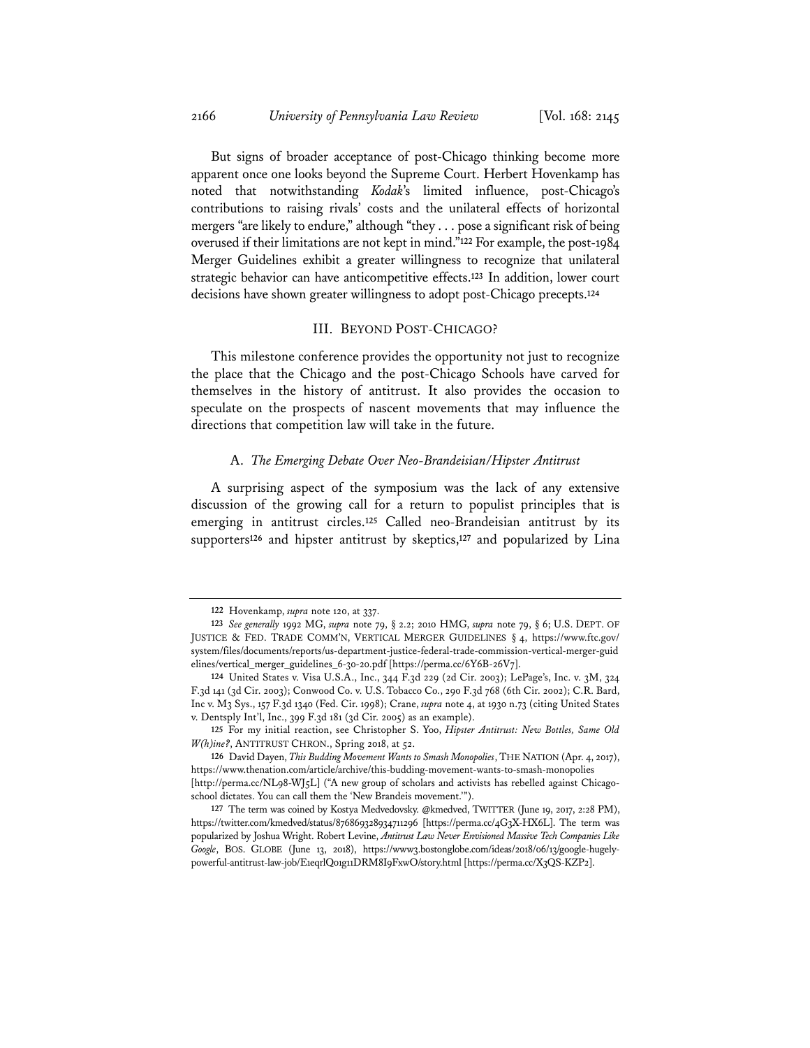But signs of broader acceptance of post-Chicago thinking become more apparent once one looks beyond the Supreme Court. Herbert Hovenkamp has noted that notwithstanding *Kodak*'s limited influence, post-Chicago's contributions to raising rivals' costs and the unilateral effects of horizontal mergers "are likely to endure," although "they . . . pose a significant risk of being overused if their limitations are not kept in mind."[122] For example, the post-1984 Merger Guidelines exhibit a greater willingness to recognize that unilateral strategic behavior can have anticompetitive effects.[123] In addition, lower court decisions have shown greater willingness to adopt post-Chicago precepts.[124]

## III. BEYOND POST-CHICAGO?

This milestone conference provides the opportunity not just to recognize the place that the Chicago and the post-Chicago Schools have carved for themselves in the history of antitrust. It also provides the occasion to speculate on the prospects of nascent movements that may influence the directions that competition law will take in the future.

### A. *The Emerging Debate Over Neo-Brandeisian/Hipster Antitrust*

A surprising aspect of the symposium was the lack of any extensive discussion of the growing call for a return to populist principles that is emerging in antitrust circles.[125] Called neo-Brandeisian antitrust by its supporters[126] and hipster antitrust by skeptics,[127] and popularized by Lina

---

[122] Hovenkamp, *supra* note 120, at 337.

[123] *See generally* 1992 MG, *supra* note 79, § 2.2; 2010 HMG, *supra* note 79, § 6; U.S. DEPT. OF JUSTICE & FED. TRADE COMM'N, VERTICAL MERGER GUIDELINES § 4, https://www.ftc.gov/system/files/documents/reports/us-department-justice-federal-trade-commission-vertical-merger-guidelines/vertical_merger_guidelines_6-30-20.pdf [https://perma.cc/6Y6B-26V7].

[124] United States v. Visa U.S.A., Inc., 344 F.3d 229 (2d Cir. 2003); LePage's, Inc. v. 3M, 324 F.3d 141 (3d Cir. 2003); Conwood Co. v. U.S. Tobacco Co., 290 F.3d 768 (6th Cir. 2002); C.R. Bard, Inc v. M3 Sys., 157 F.3d 1340 (Fed. Cir. 1998); Crane, *supra* note 4, at 1930 n.73 (citing United States v. Dentsply Int'l, Inc., 399 F.3d 181 (3d Cir. 2005) as an example).

[125] For my initial reaction, see Christopher S. Yoo, *Hipster Antitrust: New Bottles, Same Old W(h)ine?*, ANTITRUST CHRON., Spring 2018, at 52.

[126] David Dayen, *This Budding Movement Wants to Smash Monopolies*, THE NATION (Apr. 4, 2017), https://www.thenation.com/article/archive/this-budding-movement-wants-to-smash-monopolies [http://perma.cc/NL98-WJ5L] ("A new group of scholars and activists has rebelled against Chicago-school dictates. You can call them the 'New Brandeis movement.'").

[127] The term was coined by Kostya Medvedovsky. @kmedved, TWITTER (June 19, 2017, 2:28 PM), https://twitter.com/kmedved/status/876869328934711296 [https://perma.cc/4G3X-HX6L]. The term was popularized by Joshua Wright. Robert Levine, *Antitrust Law Never Envisioned Massive Tech Companies Like Google*, BOS. GLOBE (June 13, 2018), https://www3.bostonglobe.com/ideas/2018/06/13/google-hugely-powerful-antitrust-law-job/E1eqrlQ01g11DRM8I9FxwO/story.html [https://perma.cc/X3QS-KZP2].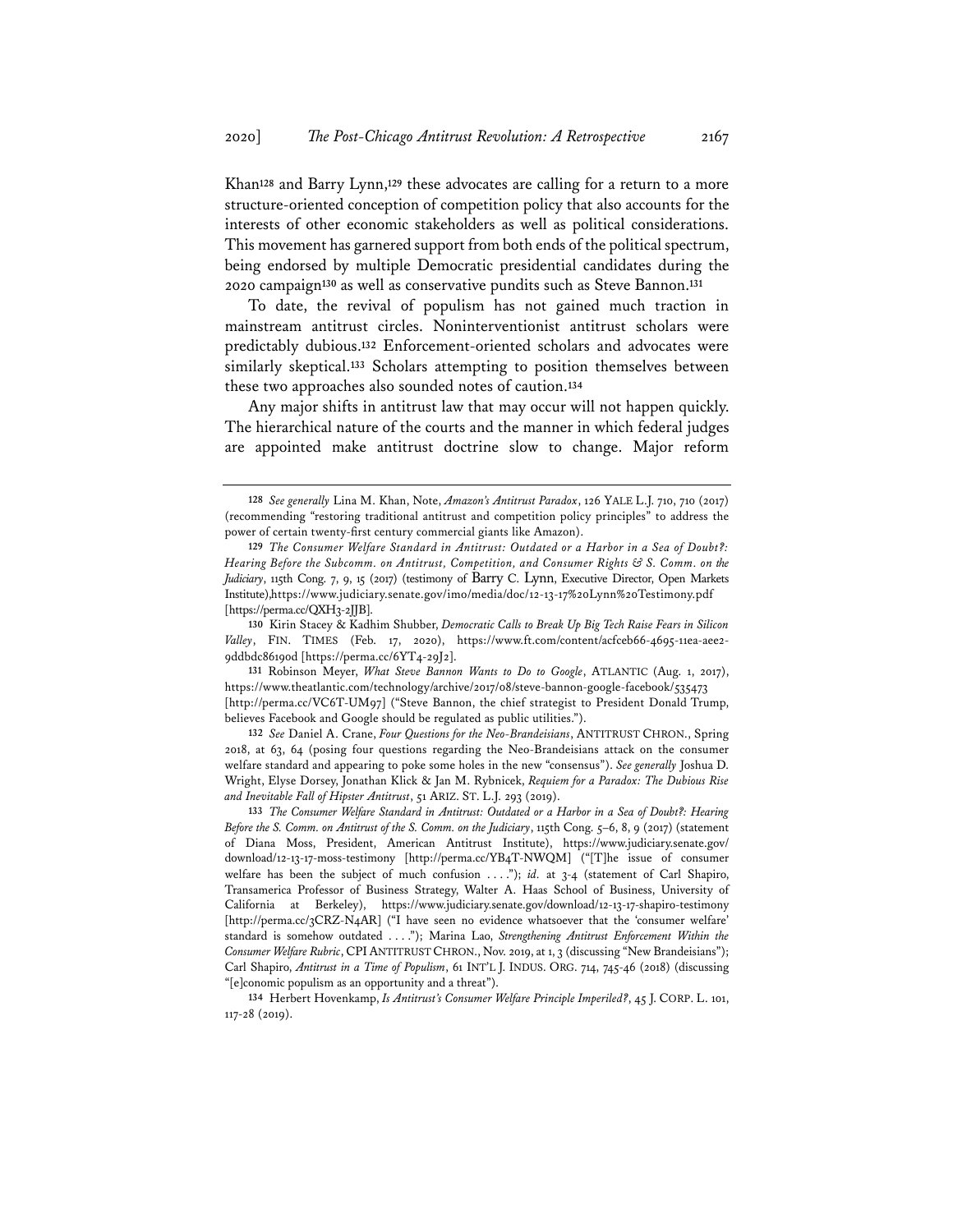Khan[128] and Barry Lynn,[129] these advocates are calling for a return to a more structure-oriented conception of competition policy that also accounts for the interests of other economic stakeholders as well as political considerations. This movement has garnered support from both ends of the political spectrum, being endorsed by multiple Democratic presidential candidates during the 2020 campaign[130] as well as conservative pundits such as Steve Bannon.[131]

To date, the revival of populism has not gained much traction in mainstream antitrust circles. Noninterventionist antitrust scholars were predictably dubious.[132] Enforcement-oriented scholars and advocates were similarly skeptical.[133] Scholars attempting to position themselves between these two approaches also sounded notes of caution.[134]

Any major shifts in antitrust law that may occur will not happen quickly. The hierarchical nature of the courts and the manner in which federal judges are appointed make antitrust doctrine slow to change. Major reform

---

**128** *See generally* Lina M. Khan, Note, *Amazon's Antitrust Paradox*, 126 YALE L.J. 710, 710 (2017) (recommending "restoring traditional antitrust and competition policy principles" to address the power of certain twenty-first century commercial giants like Amazon).

**129** *The Consumer Welfare Standard in Antitrust: Outdated or a Harbor in a Sea of Doubt?: Hearing Before the Subcomm. on Antitrust, Competition, and Consumer Rights & S. Comm. on the Judiciary*, 115th Cong. 7, 9, 15 (2017) (testimony of Barry C. Lynn, Executive Director, Open Markets Institute),https://www.judiciary.senate.gov/imo/media/doc/12-13-17%20Lynn%20Testimony.pdf [https://perma.cc/QXH3-2JJB].

**130** Kirin Stacey & Kadhim Shubber, *Democratic Calls to Break Up Big Tech Raise Fears in Silicon Valley*, FIN. TIMES (Feb. 17, 2020), https://www.ft.com/content/acfceb66-4695-11ea-aee2-9ddbdc86190d [https://perma.cc/6YT4-29J2].

**131** Robinson Meyer, *What Steve Bannon Wants to Do to Google*, ATLANTIC (Aug. 1, 2017), https://www.theatlantic.com/technology/archive/2017/08/steve-bannon-google-facebook/535473 [http://perma.cc/VC6T-UM97] ("Steve Bannon, the chief strategist to President Donald Trump, believes Facebook and Google should be regulated as public utilities.").

**132** *See* Daniel A. Crane, *Four Questions for the Neo-Brandeisians*, ANTITRUST CHRON., Spring 2018, at 63, 64 (posing four questions regarding the Neo-Brandeisians attack on the consumer welfare standard and appearing to poke some holes in the new "consensus"). *See generally* Joshua D. Wright, Elyse Dorsey, Jonathan Klick & Jan M. Rybnicek, *Requiem for a Paradox: The Dubious Rise and Inevitable Fall of Hipster Antitrust*, 51 ARIZ. ST. L.J. 293 (2019).

**133** *The Consumer Welfare Standard in Antitrust: Outdated or a Harbor in a Sea of Doubt?: Hearing Before the S. Comm. on Antitrust of the S. Comm. on the Judiciary*, 115th Cong. 5–6, 8, 9 (2017) (statement of Diana Moss, President, American Antitrust Institute), https://www.judiciary.senate.gov/download/12-13-17-moss-testimony [http://perma.cc/YB4T-NWQM] ("[T]he issue of consumer welfare has been the subject of much confusion . . . ."); *id.* at 3-4 (statement of Carl Shapiro, Transamerica Professor of Business Strategy, Walter A. Haas School of Business, University of California at Berkeley), https://www.judiciary.senate.gov/download/12-13-17-shapiro-testimony [http://perma.cc/3CRZ-N4AR] ("I have seen no evidence whatsoever that the 'consumer welfare' standard is somehow outdated . . . ."); Marina Lao, *Strengthening Antitrust Enforcement Within the Consumer Welfare Rubric*, CPI ANTITRUST CHRON., Nov. 2019, at 1, 3 (discussing "New Brandeisians"); Carl Shapiro, *Antitrust in a Time of Populism*, 61 INT'L J. INDUS. ORG. 714, 745-46 (2018) (discussing "[e]conomic populism as an opportunity and a threat").

**134** Herbert Hovenkamp, *Is Antitrust's Consumer Welfare Principle Imperiled?*, 45 J. CORP. L. 101, 117-28 (2019).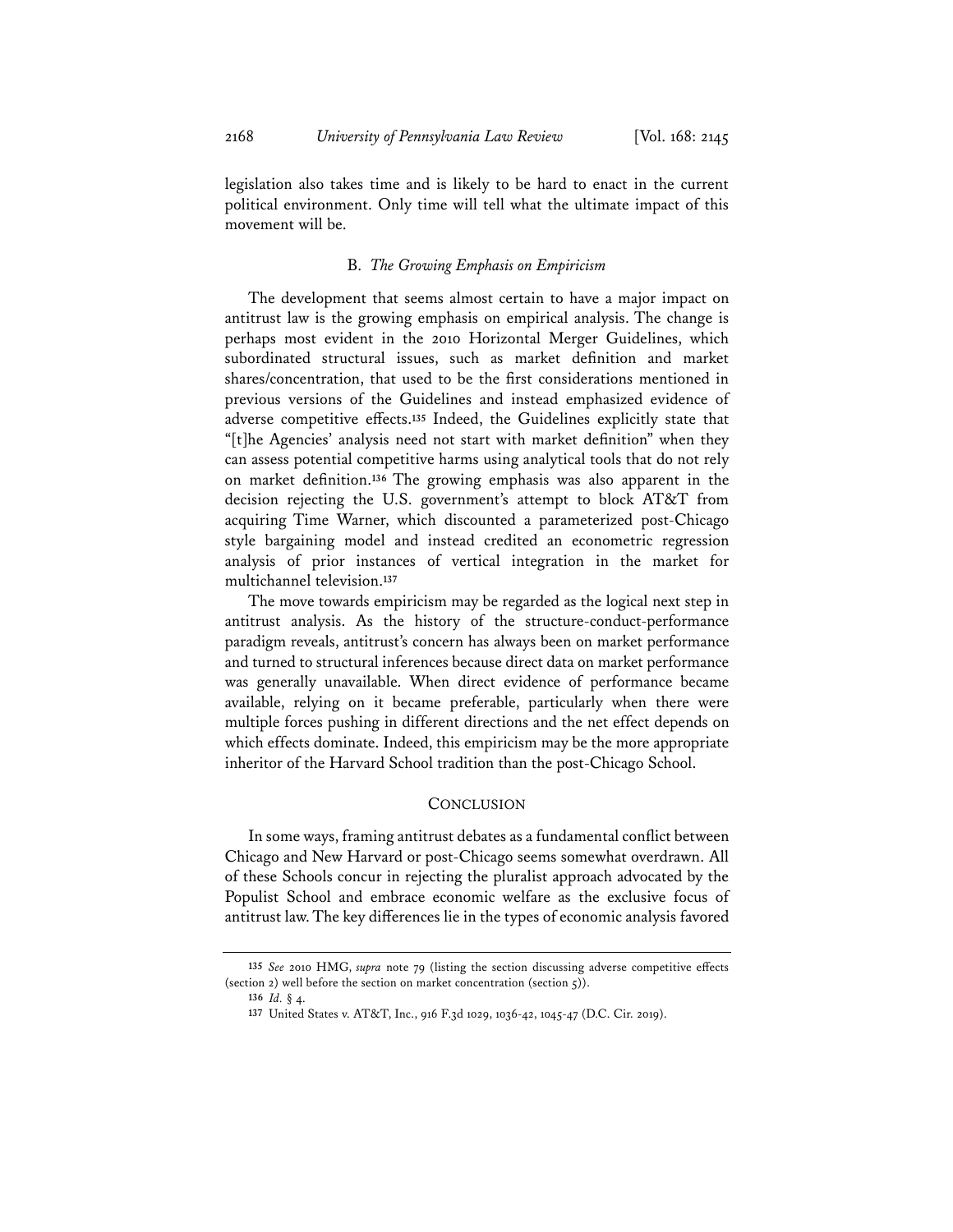legislation also takes time and is likely to be hard to enact in the current political environment. Only time will tell what the ultimate impact of this movement will be.

### B. *The Growing Emphasis on Empiricism*

The development that seems almost certain to have a major impact on antitrust law is the growing emphasis on empirical analysis. The change is perhaps most evident in the 2010 Horizontal Merger Guidelines, which subordinated structural issues, such as market definition and market shares/concentration, that used to be the first considerations mentioned in previous versions of the Guidelines and instead emphasized evidence of adverse competitive effects.[135] Indeed, the Guidelines explicitly state that "[t]he Agencies' analysis need not start with market definition" when they can assess potential competitive harms using analytical tools that do not rely on market definition.[136] The growing emphasis was also apparent in the decision rejecting the U.S. government's attempt to block AT&T from acquiring Time Warner, which discounted a parameterized post-Chicago style bargaining model and instead credited an econometric regression analysis of prior instances of vertical integration in the market for multichannel television.[137]

The move towards empiricism may be regarded as the logical next step in antitrust analysis. As the history of the structure-conduct-performance paradigm reveals, antitrust's concern has always been on market performance and turned to structural inferences because direct data on market performance was generally unavailable. When direct evidence of performance became available, relying on it became preferable, particularly when there were multiple forces pushing in different directions and the net effect depends on which effects dominate. Indeed, this empiricism may be the more appropriate inheritor of the Harvard School tradition than the post-Chicago School.

## CONCLUSION

In some ways, framing antitrust debates as a fundamental conflict between Chicago and New Harvard or post-Chicago seems somewhat overdrawn. All of these Schools concur in rejecting the pluralist approach advocated by the Populist School and embrace economic welfare as the exclusive focus of antitrust law. The key differences lie in the types of economic analysis favored

---

135 *See* 2010 HMG, *supra* note 79 (listing the section discussing adverse competitive effects (section 2) well before the section on market concentration (section 5)).

136 *Id.* § 4.

137 United States v. AT&T, Inc., 916 F.3d 1029, 1036-42, 1045-47 (D.C. Cir. 2019).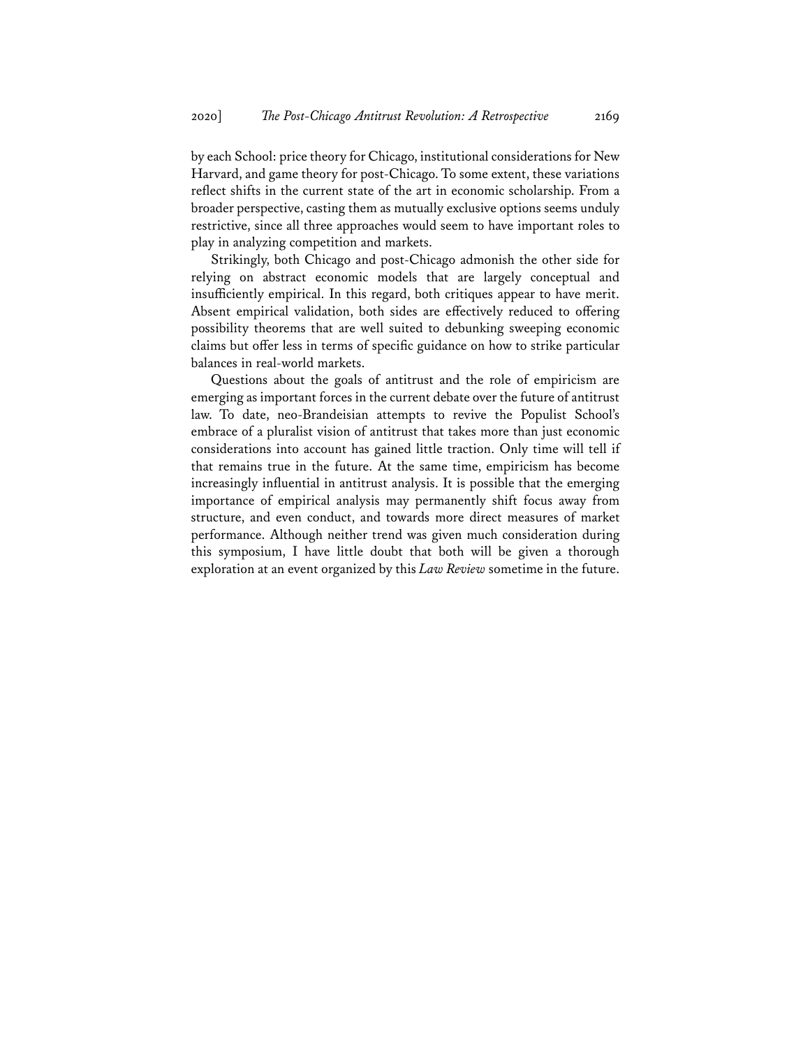by each School: price theory for Chicago, institutional considerations for New Harvard, and game theory for post-Chicago. To some extent, these variations reflect shifts in the current state of the art in economic scholarship. From a broader perspective, casting them as mutually exclusive options seems unduly restrictive, since all three approaches would seem to have important roles to play in analyzing competition and markets.

Strikingly, both Chicago and post-Chicago admonish the other side for relying on abstract economic models that are largely conceptual and insufficiently empirical. In this regard, both critiques appear to have merit. Absent empirical validation, both sides are effectively reduced to offering possibility theorems that are well suited to debunking sweeping economic claims but offer less in terms of specific guidance on how to strike particular balances in real-world markets.

Questions about the goals of antitrust and the role of empiricism are emerging as important forces in the current debate over the future of antitrust law. To date, neo-Brandeisian attempts to revive the Populist School's embrace of a pluralist vision of antitrust that takes more than just economic considerations into account has gained little traction. Only time will tell if that remains true in the future. At the same time, empiricism has become increasingly influential in antitrust analysis. It is possible that the emerging importance of empirical analysis may permanently shift focus away from structure, and even conduct, and towards more direct measures of market performance. Although neither trend was given much consideration during this symposium, I have little doubt that both will be given a thorough exploration at an event organized by this *Law Review* sometime in the future.